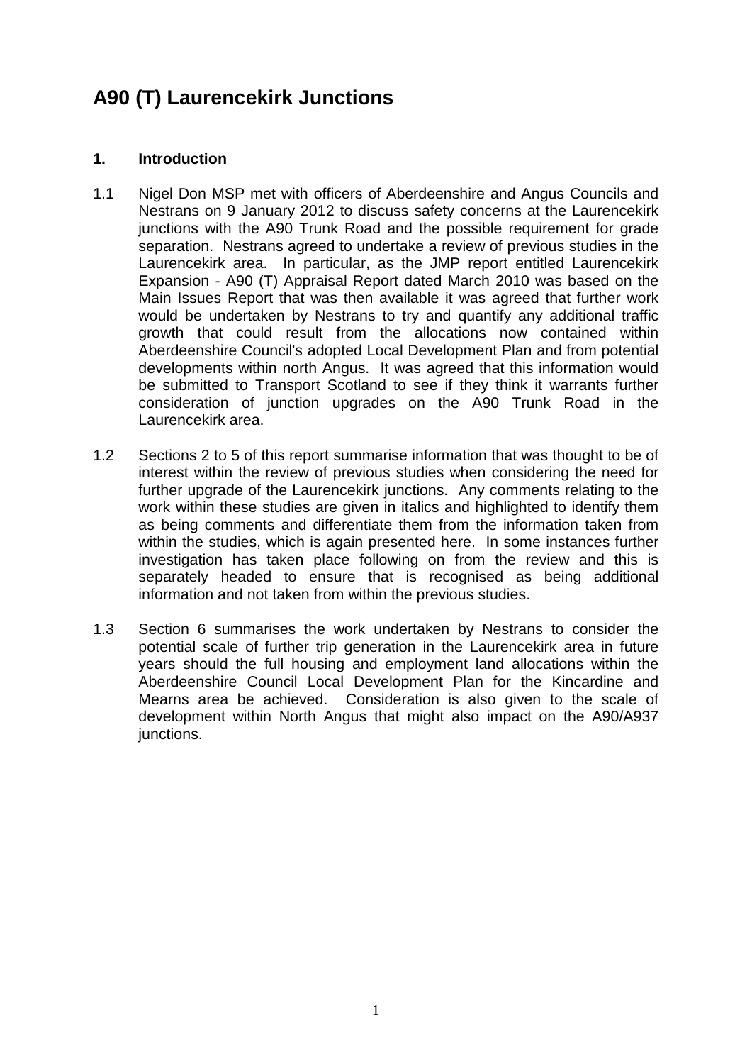# A90 (T) Laurencekirk Junctions

## 1. Introduction

1.1 Nigel Don MSP met with officers of Aberdeenshire and Angus Councils and Nestrans on 9 January 2012 to discuss safety concerns at the Laurencekirk junctions with the A90 Trunk Road and the possible requirement for grade separation. Nestrans agreed to undertake a review of previous studies in the Laurencekirk area. In particular, as the JMP report entitled Laurencekirk Expansion - A90 (T) Appraisal Report dated March 2010 was based on the Main Issues Report that was then available it was agreed that further work would be undertaken by Nestrans to try and quantify any additional traffic growth that could result from the allocations now contained within Aberdeenshire Council's adopted Local Development Plan and from potential developments within north Angus. It was agreed that this information would be submitted to Transport Scotland to see if they think it warrants further consideration of junction upgrades on the A90 Trunk Road in the Laurencekirk area.

1.2 Sections 2 to 5 of this report summarise information that was thought to be of interest within the review of previous studies when considering the need for further upgrade of the Laurencekirk junctions. Any comments relating to the work within these studies are given in italics and highlighted to identify them as being comments and differentiate them from the information taken from within the studies, which is again presented here. In some instances further investigation has taken place following on from the review and this is separately headed to ensure that is recognised as being additional information and not taken from within the previous studies.

1.3 Section 6 summarises the work undertaken by Nestrans to consider the potential scale of further trip generation in the Laurencekirk area in future years should the full housing and employment land allocations within the Aberdeenshire Council Local Development Plan for the Kincardine and Mearns area be achieved. Consideration is also given to the scale of development within North Angus that might also impact on the A90/A937 junctions.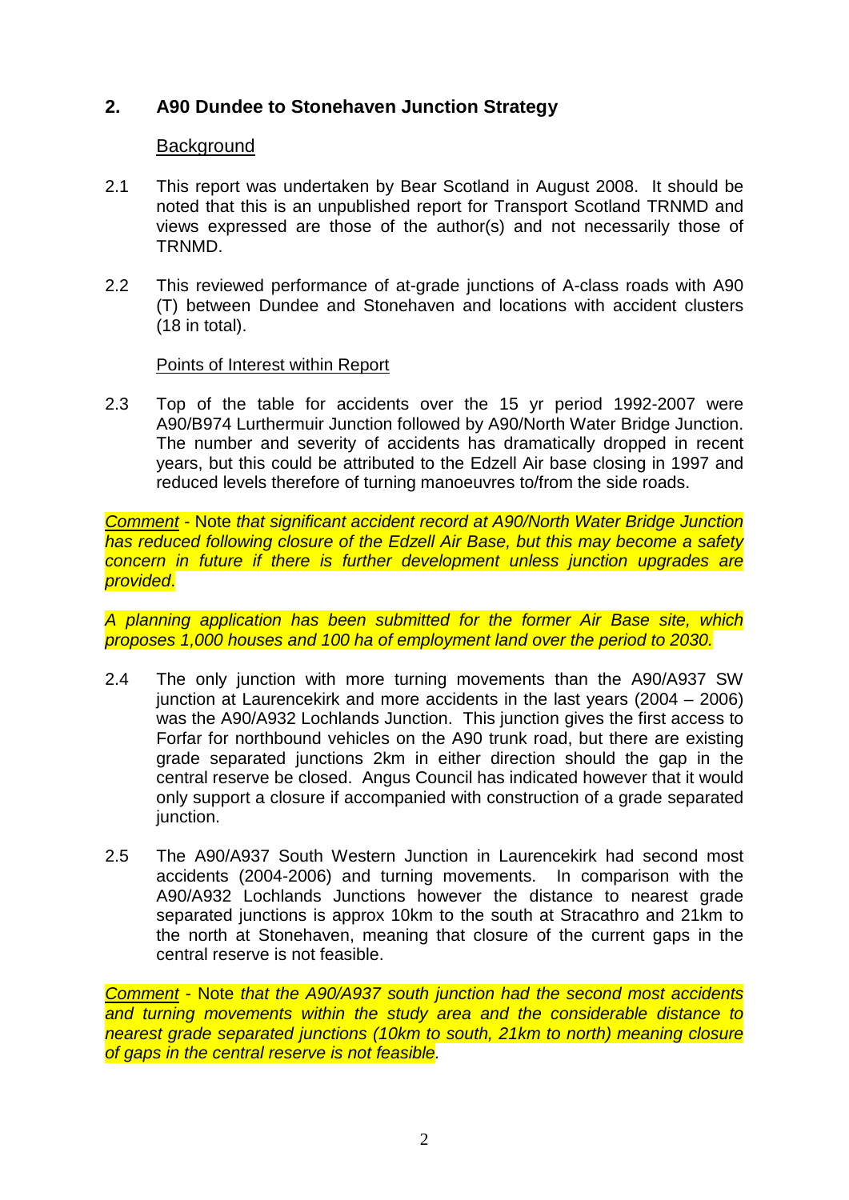## 2. A90 Dundee to Stonehaven Junction Strategy

<u>Background</u>

2.1 This report was undertaken by Bear Scotland in August 2008. It should be noted that this is an unpublished report for Transport Scotland TRNMD and views expressed are those of the author(s) and not necessarily those of TRNMD.

2.2 This reviewed performance of at-grade junctions of A-class roads with A90 (T) between Dundee and Stonehaven and locations with accident clusters (18 in total).

<u>Points of Interest within Report</u>

2.3 Top of the table for accidents over the 15 yr period 1992-2007 were A90/B974 Lurthermuir Junction followed by A90/North Water Bridge Junction. The number and severity of accidents has dramatically dropped in recent years, but this could be attributed to the Edzell Air base closing in 1997 and reduced levels therefore of turning manoeuvres to/from the side roads.

<u>*Comment*</u> - Note *that significant accident record at A90/North Water Bridge Junction has reduced following closure of the Edzell Air Base, but this may become a safety concern in future if there is further development unless junction upgrades are provided.*

*A planning application has been submitted for the former Air Base site, which proposes 1,000 houses and 100 ha of employment land over the period to 2030.*

2.4 The only junction with more turning movements than the A90/A937 SW junction at Laurencekirk and more accidents in the last years (2004 – 2006) was the A90/A932 Lochlands Junction. This junction gives the first access to Forfar for northbound vehicles on the A90 trunk road, but there are existing grade separated junctions 2km in either direction should the gap in the central reserve be closed. Angus Council has indicated however that it would only support a closure if accompanied with construction of a grade separated junction.

2.5 The A90/A937 South Western Junction in Laurencekirk had second most accidents (2004-2006) and turning movements. In comparison with the A90/A932 Lochlands Junctions however the distance to nearest grade separated junctions is approx 10km to the south at Stracathro and 21km to the north at Stonehaven, meaning that closure of the current gaps in the central reserve is not feasible.

<u>*Comment*</u> - Note *that the A90/A937 south junction had the second most accidents and turning movements within the study area and the considerable distance to nearest grade separated junctions (10km to south, 21km to north) meaning closure of gaps in the central reserve is not feasible.*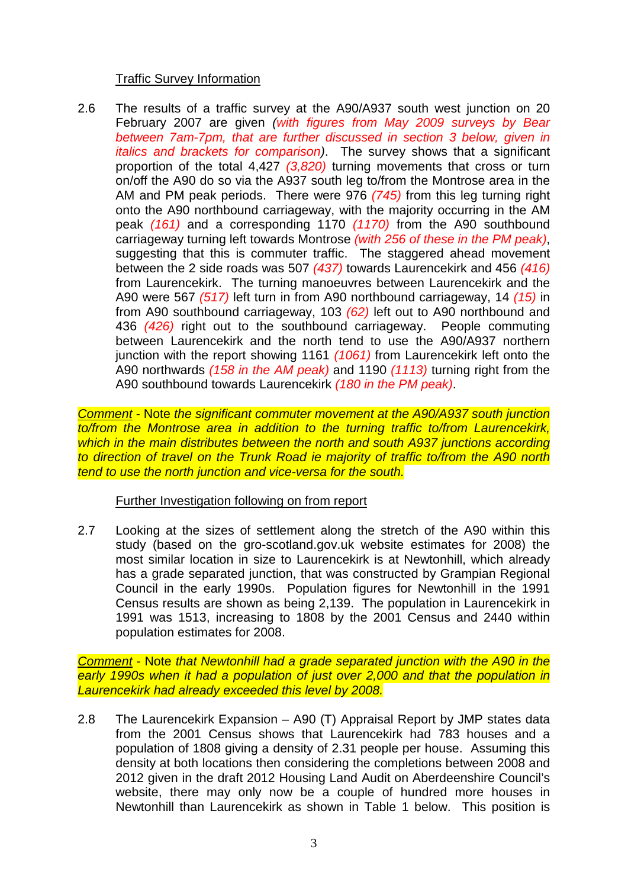Traffic Survey Information

2.6 The results of a traffic survey at the A90/A937 south west junction on 20 February 2007 are given *(with figures from May 2009 surveys by Bear between 7am-7pm, that are further discussed in section 3 below, given in italics and brackets for comparison)*. The survey shows that a significant proportion of the total 4,427 *(3,820)* turning movements that cross or turn on/off the A90 do so via the A937 south leg to/from the Montrose area in the AM and PM peak periods. There were 976 *(745)* from this leg turning right onto the A90 northbound carriageway, with the majority occurring in the AM peak *(161)* and a corresponding 1170 *(1170)* from the A90 southbound carriageway turning left towards Montrose *(with 256 of these in the PM peak)*, suggesting that this is commuter traffic. The staggered ahead movement between the 2 side roads was 507 *(437)* towards Laurencekirk and 456 *(416)* from Laurencekirk. The turning manoeuvres between Laurencekirk and the A90 were 567 *(517)* left turn in from A90 northbound carriageway, 14 *(15)* in from A90 southbound carriageway, 103 *(62)* left out to A90 northbound and 436 *(426)* right out to the southbound carriageway. People commuting between Laurencekirk and the north tend to use the A90/A937 northern junction with the report showing 1161 *(1061)* from Laurencekirk left onto the A90 northwards *(158 in the AM peak)* and 1190 *(1113)* turning right from the A90 southbound towards Laurencekirk *(180 in the PM peak)*.

Comment - Note *the significant commuter movement at the A90/A937 south junction to/from the Montrose area in addition to the turning traffic to/from Laurencekirk, which in the main distributes between the north and south A937 junctions according to direction of travel on the Trunk Road ie majority of traffic to/from the A90 north tend to use the north junction and vice-versa for the south.*

Further Investigation following on from report

2.7 Looking at the sizes of settlement along the stretch of the A90 within this study (based on the gro-scotland.gov.uk website estimates for 2008) the most similar location in size to Laurencekirk is at Newtonhill, which already has a grade separated junction, that was constructed by Grampian Regional Council in the early 1990s. Population figures for Newtonhill in the 1991 Census results are shown as being 2,139. The population in Laurencekirk in 1991 was 1513, increasing to 1808 by the 2001 Census and 2440 within population estimates for 2008.

Comment - Note *that Newtonhill had a grade separated junction with the A90 in the early 1990s when it had a population of just over 2,000 and that the population in Laurencekirk had already exceeded this level by 2008.*

2.8 The Laurencekirk Expansion – A90 (T) Appraisal Report by JMP states data from the 2001 Census shows that Laurencekirk had 783 houses and a population of 1808 giving a density of 2.31 people per house. Assuming this density at both locations then considering the completions between 2008 and 2012 given in the draft 2012 Housing Land Audit on Aberdeenshire Council's website, there may only now be a couple of hundred more houses in Newtonhill than Laurencekirk as shown in Table 1 below. This position is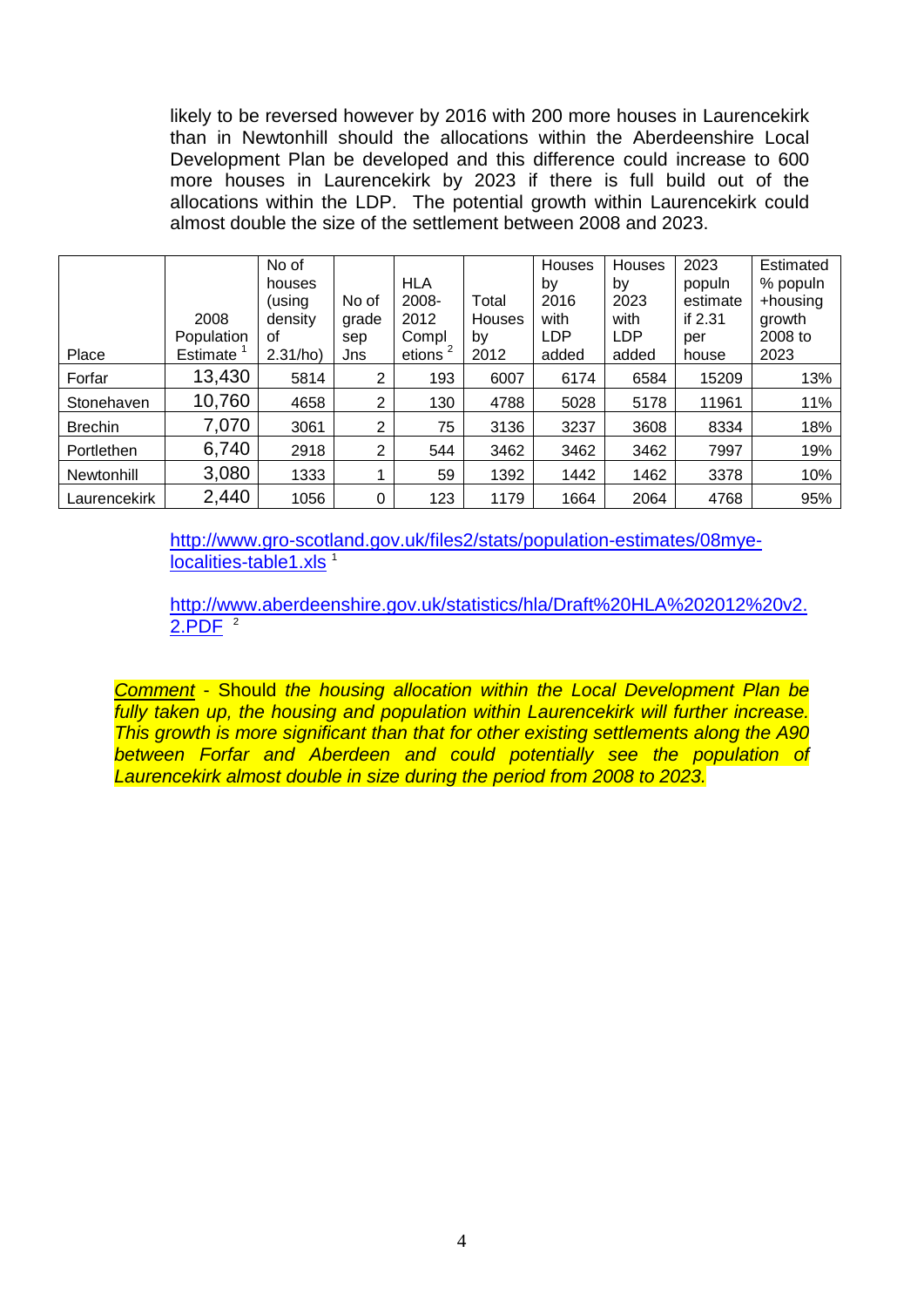likely to be reversed however by 2016 with 200 more houses in Laurencekirk than in Newtonhill should the allocations within the Aberdeenshire Local Development Plan be developed and this difference could increase to 600 more houses in Laurencekirk by 2023 if there is full build out of the allocations within the LDP. The potential growth within Laurencekirk could almost double the size of the settlement between 2008 and 2023.

| Place | 2008 Population Estimate [1] | No of houses (using density of 2.31/ho) | No of grade sep Jns | HLA 2008-2012 Completions [2] | Total Houses by 2012 | Houses by 2016 with LDP added | Houses by 2023 with LDP added | 2023 populn estimate if 2.31 per house | Estimated % populn +housing growth 2008 to 2023 |
|---|---|---|---|---|---|---|---|---|---|
| Forfar | 13,430 | 5814 | 2 | 193 | 6007 | 6174 | 6584 | 15209 | 13% |
| Stonehaven | 10,760 | 4658 | 2 | 130 | 4788 | 5028 | 5178 | 11961 | 11% |
| Brechin | 7,070 | 3061 | 2 | 75 | 3136 | 3237 | 3608 | 8334 | 18% |
| Portlethen | 6,740 | 2918 | 2 | 544 | 3462 | 3462 | 3462 | 7997 | 19% |
| Newtonhill | 3,080 | 1333 | 1 | 59 | 1392 | 1442 | 1462 | 3378 | 10% |
| Laurencekirk | 2,440 | 1056 | 0 | 123 | 1179 | 1664 | 2064 | 4768 | 95% |

http://www.gro-scotland.gov.uk/files2/stats/population-estimates/08mye-localities-table1.xls [1]

http://www.aberdeenshire.gov.uk/statistics/hla/Draft%20HLA%202012%20v2.2.PDF [2]

_Comment_ - Should *the housing allocation within the Local Development Plan be fully taken up, the housing and population within Laurencekirk will further increase. This growth is more significant than that for other existing settlements along the A90 between Forfar and Aberdeen and could potentially see the population of Laurencekirk almost double in size during the period from 2008 to 2023.*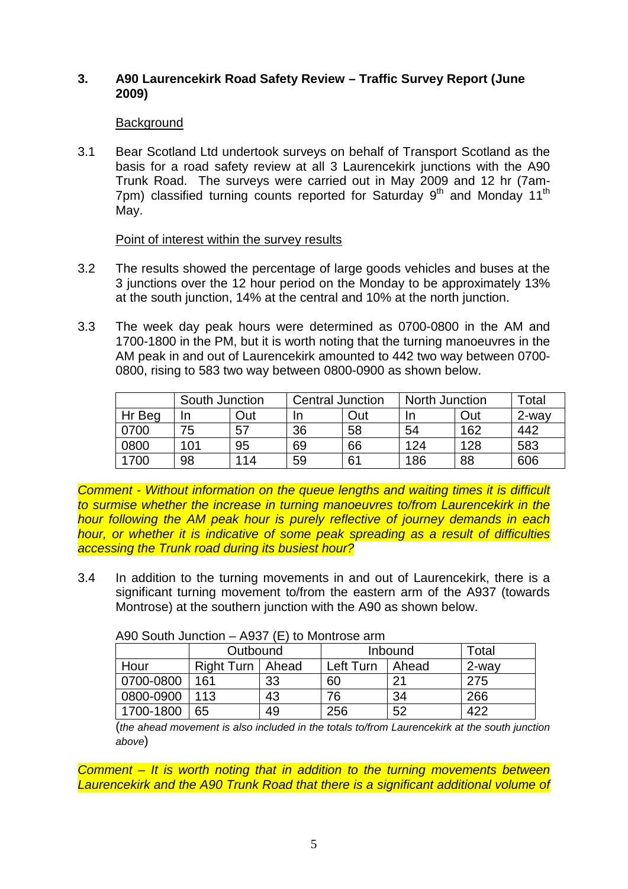## 3. A90 Laurencekirk Road Safety Review – Traffic Survey Report (June 2009)

Background

3.1 Bear Scotland Ltd undertook surveys on behalf of Transport Scotland as the basis for a road safety review at all 3 Laurencekirk junctions with the A90 Trunk Road. The surveys were carried out in May 2009 and 12 hr (7am-7pm) classified turning counts reported for Saturday 9th and Monday 11th May.

Point of interest within the survey results

3.2 The results showed the percentage of large goods vehicles and buses at the 3 junctions over the 12 hour period on the Monday to be approximately 13% at the south junction, 14% at the central and 10% at the north junction.

3.3 The week day peak hours were determined as 0700-0800 in the AM and 1700-1800 in the PM, but it is worth noting that the turning manoeuvres in the AM peak in and out of Laurencekirk amounted to 442 two way between 0700-0800, rising to 583 two way between 0800-0900 as shown below.

| | South Junction | | Central Junction | | North Junction | | Total |
|---|---|---|---|---|---|---|---|
| Hr Beg | In | Out | In | Out | In | Out | 2-way |
| 0700 | 75 | 57 | 36 | 58 | 54 | 162 | 442 |
| 0800 | 101 | 95 | 69 | 66 | 124 | 128 | 583 |
| 1700 | 98 | 114 | 59 | 61 | 186 | 88 | 606 |

*Comment - Without information on the queue lengths and waiting times it is difficult to surmise whether the increase in turning manoeuvres to/from Laurencekirk in the hour following the AM peak hour is purely reflective of journey demands in each hour, or whether it is indicative of some peak spreading as a result of difficulties accessing the Trunk road during its busiest hour?*

3.4 In addition to the turning movements in and out of Laurencekirk, there is a significant turning movement to/from the eastern arm of the A937 (towards Montrose) at the southern junction with the A90 as shown below.

A90 South Junction – A937 (E) to Montrose arm

| | Outbound | | Inbound | | Total |
|---|---|---|---|---|---|
| Hour | Right Turn | Ahead | Left Turn | Ahead | 2-way |
| 0700-0800 | 161 | 33 | 60 | 21 | 275 |
| 0800-0900 | 113 | 43 | 76 | 34 | 266 |
| 1700-1800 | 65 | 49 | 256 | 52 | 422 |

(*the ahead movement is also included in the totals to/from Laurencekirk at the south junction above*)

*Comment – It is worth noting that in addition to the turning movements between Laurencekirk and the A90 Trunk Road that there is a significant additional volume of*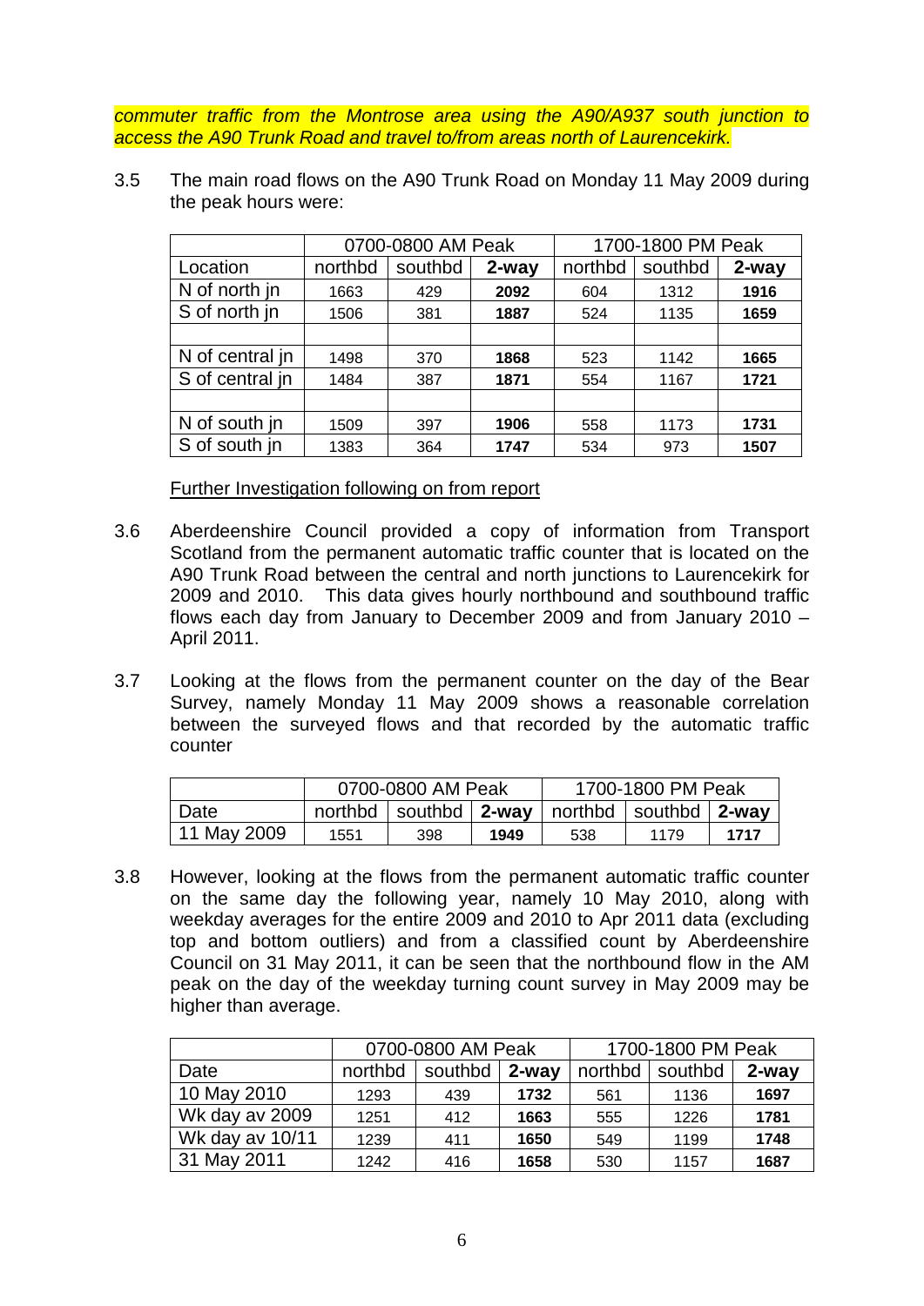*commuter traffic from the Montrose area using the A90/A937 south junction to access the A90 Trunk Road and travel to/from areas north of Laurencekirk.*

3.5 The main road flows on the A90 Trunk Road on Monday 11 May 2009 during the peak hours were:

| | 0700-0800 AM Peak | | | 1700-1800 PM Peak | | |
|---|---|---|---|---|---|---|
| Location | northbd | southbd | **2-way** | northbd | southbd | **2-way** |
| N of north jn | 1663 | 429 | **2092** | 604 | 1312 | **1916** |
| S of north jn | 1506 | 381 | **1887** | 524 | 1135 | **1659** |
| | | | | | | |
| N of central jn | 1498 | 370 | **1868** | 523 | 1142 | **1665** |
| S of central jn | 1484 | 387 | **1871** | 554 | 1167 | **1721** |
| | | | | | | |
| N of south jn | 1509 | 397 | **1906** | 558 | 1173 | **1731** |
| S of south jn | 1383 | 364 | **1747** | 534 | 973 | **1507** |

Further Investigation following on from report

3.6 Aberdeenshire Council provided a copy of information from Transport Scotland from the permanent automatic traffic counter that is located on the A90 Trunk Road between the central and north junctions to Laurencekirk for 2009 and 2010. This data gives hourly northbound and southbound traffic flows each day from January to December 2009 and from January 2010 – April 2011.

3.7 Looking at the flows from the permanent counter on the day of the Bear Survey, namely Monday 11 May 2009 shows a reasonable correlation between the surveyed flows and that recorded by the automatic traffic counter

| | 0700-0800 AM Peak | | | 1700-1800 PM Peak | | |
|---|---|---|---|---|---|---|
| Date | northbd | southbd | **2-way** | northbd | southbd | **2-way** |
| 11 May 2009 | 1551 | 398 | **1949** | 538 | 1179 | **1717** |

3.8 However, looking at the flows from the permanent automatic traffic counter on the same day the following year, namely 10 May 2010, along with weekday averages for the entire 2009 and 2010 to Apr 2011 data (excluding top and bottom outliers) and from a classified count by Aberdeenshire Council on 31 May 2011, it can be seen that the northbound flow in the AM peak on the day of the weekday turning count survey in May 2009 may be higher than average.

| | 0700-0800 AM Peak | | | 1700-1800 PM Peak | | |
|---|---|---|---|---|---|---|
| Date | northbd | southbd | **2-way** | northbd | southbd | **2-way** |
| 10 May 2010 | 1293 | 439 | **1732** | 561 | 1136 | **1697** |
| Wk day av 2009 | 1251 | 412 | **1663** | 555 | 1226 | **1781** |
| Wk day av 10/11 | 1239 | 411 | **1650** | 549 | 1199 | **1748** |
| 31 May 2011 | 1242 | 416 | **1658** | 530 | 1157 | **1687** |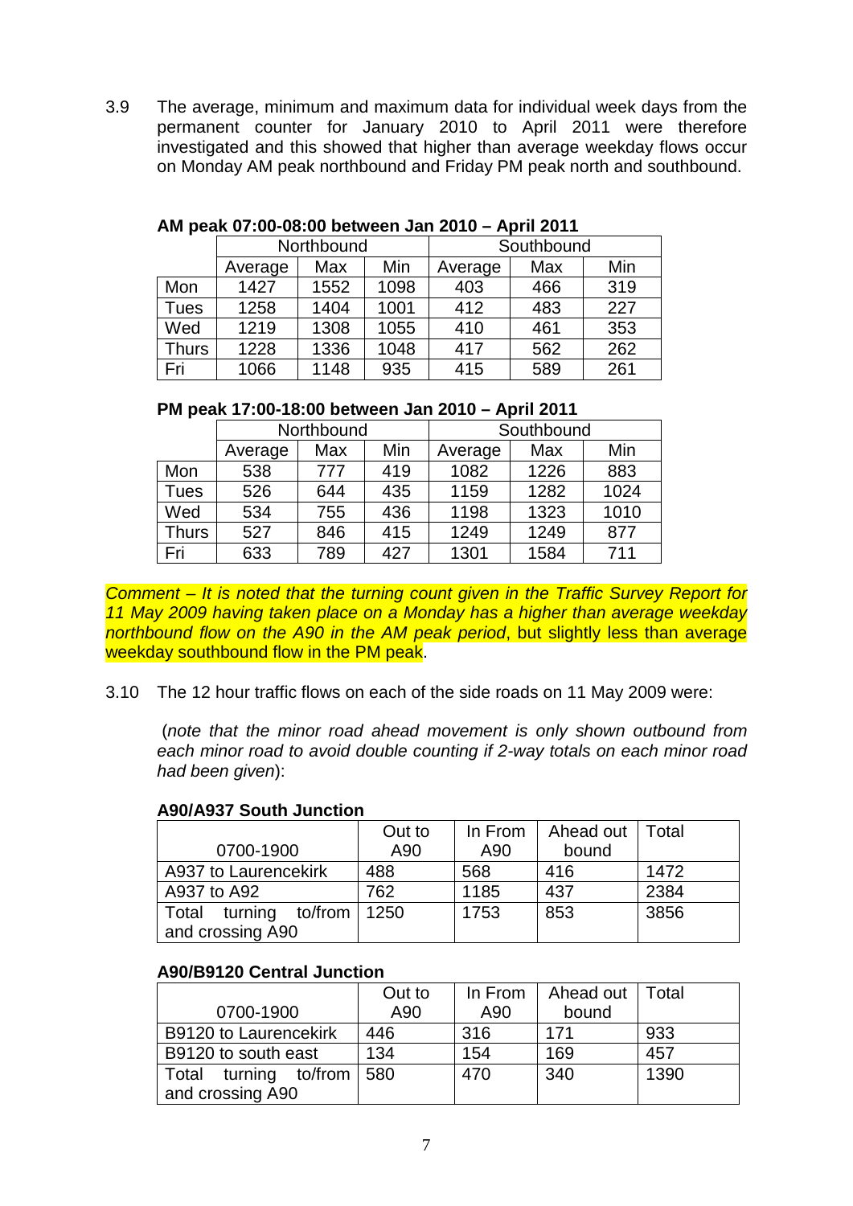3.9 The average, minimum and maximum data for individual week days from the permanent counter for January 2010 to April 2011 were therefore investigated and this showed that higher than average weekday flows occur on Monday AM peak northbound and Friday PM peak north and southbound.

**AM peak 07:00-08:00 between Jan 2010 – April 2011**

| | Northbound | | | Southbound | | |
|---|---|---|---|---|---|---|
| | Average | Max | Min | Average | Max | Min |
| Mon | 1427 | 1552 | 1098 | 403 | 466 | 319 |
| Tues | 1258 | 1404 | 1001 | 412 | 483 | 227 |
| Wed | 1219 | 1308 | 1055 | 410 | 461 | 353 |
| Thurs | 1228 | 1336 | 1048 | 417 | 562 | 262 |
| Fri | 1066 | 1148 | 935 | 415 | 589 | 261 |

**PM peak 17:00-18:00 between Jan 2010 – April 2011**

| | Northbound | | | Southbound | | |
|---|---|---|---|---|---|---|
| | Average | Max | Min | Average | Max | Min |
| Mon | 538 | 777 | 419 | 1082 | 1226 | 883 |
| Tues | 526 | 644 | 435 | 1159 | 1282 | 1024 |
| Wed | 534 | 755 | 436 | 1198 | 1323 | 1010 |
| Thurs | 527 | 846 | 415 | 1249 | 1249 | 877 |
| Fri | 633 | 789 | 427 | 1301 | 1584 | 711 |

*Comment – It is noted that the turning count given in the Traffic Survey Report for 11 May 2009 having taken place on a Monday has a higher than average weekday northbound flow on the A90 in the AM peak period*, but slightly less than average weekday southbound flow in the PM peak.

3.10 The 12 hour traffic flows on each of the side roads on 11 May 2009 were:

(*note that the minor road ahead movement is only shown outbound from each minor road to avoid double counting if 2-way totals on each minor road had been given*):

**A90/A937 South Junction**

| 0700-1900 | Out to A90 | In From A90 | Ahead out bound | Total |
|---|---|---|---|---|
| A937 to Laurencekirk | 488 | 568 | 416 | 1472 |
| A937 to A92 | 762 | 1185 | 437 | 2384 |
| Total turning to/from and crossing A90 | 1250 | 1753 | 853 | 3856 |

**A90/B9120 Central Junction**

| 0700-1900 | Out to A90 | In From A90 | Ahead out bound | Total |
|---|---|---|---|---|
| B9120 to Laurencekirk | 446 | 316 | 171 | 933 |
| B9120 to south east | 134 | 154 | 169 | 457 |
| Total turning to/from and crossing A90 | 580 | 470 | 340 | 1390 |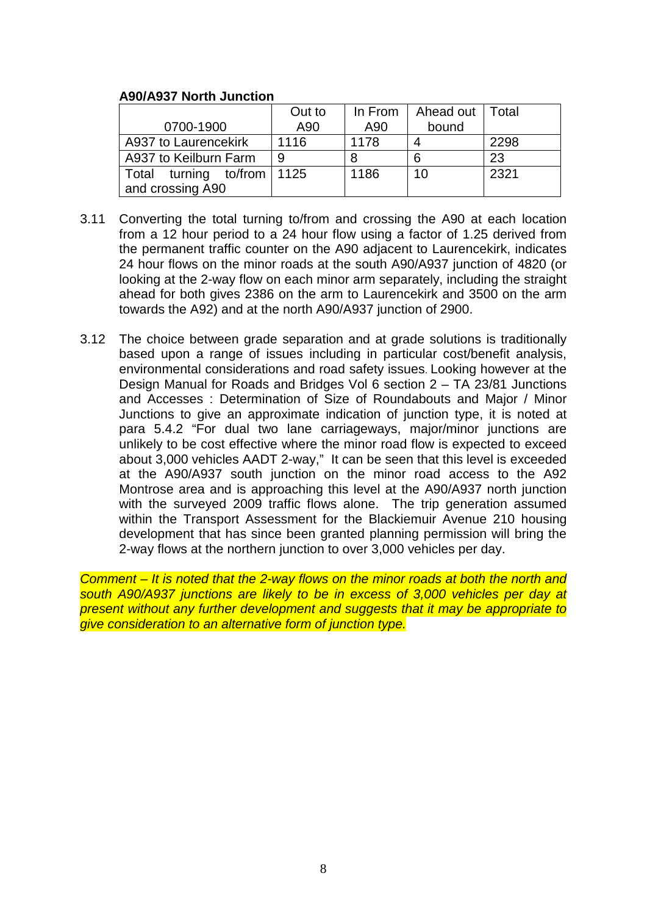**A90/A937 North Junction**

| 0700-1900 | Out to A90 | In From A90 | Ahead out bound | Total |
|---|---|---|---|---|
| A937 to Laurencekirk | 1116 | 1178 | 4 | 2298 |
| A937 to Keilburn Farm | 9 | 8 | 6 | 23 |
| Total turning to/from and crossing A90 | 1125 | 1186 | 10 | 2321 |

3.11 Converting the total turning to/from and crossing the A90 at each location from a 12 hour period to a 24 hour flow using a factor of 1.25 derived from the permanent traffic counter on the A90 adjacent to Laurencekirk, indicates 24 hour flows on the minor roads at the south A90/A937 junction of 4820 (or looking at the 2-way flow on each minor arm separately, including the straight ahead for both gives 2386 on the arm to Laurencekirk and 3500 on the arm towards the A92) and at the north A90/A937 junction of 2900.

3.12 The choice between grade separation and at grade solutions is traditionally based upon a range of issues including in particular cost/benefit analysis, environmental considerations and road safety issues. Looking however at the Design Manual for Roads and Bridges Vol 6 section 2 – TA 23/81 Junctions and Accesses : Determination of Size of Roundabouts and Major / Minor Junctions to give an approximate indication of junction type, it is noted at para 5.4.2 "For dual two lane carriageways, major/minor junctions are unlikely to be cost effective where the minor road flow is expected to exceed about 3,000 vehicles AADT 2-way," It can be seen that this level is exceeded at the A90/A937 south junction on the minor road access to the A92 Montrose area and is approaching this level at the A90/A937 north junction with the surveyed 2009 traffic flows alone. The trip generation assumed within the Transport Assessment for the Blackiemuir Avenue 210 housing development that has since been granted planning permission will bring the 2-way flows at the northern junction to over 3,000 vehicles per day.

*Comment – It is noted that the 2-way flows on the minor roads at both the north and south A90/A937 junctions are likely to be in excess of 3,000 vehicles per day at present without any further development and suggests that it may be appropriate to give consideration to an alternative form of junction type.*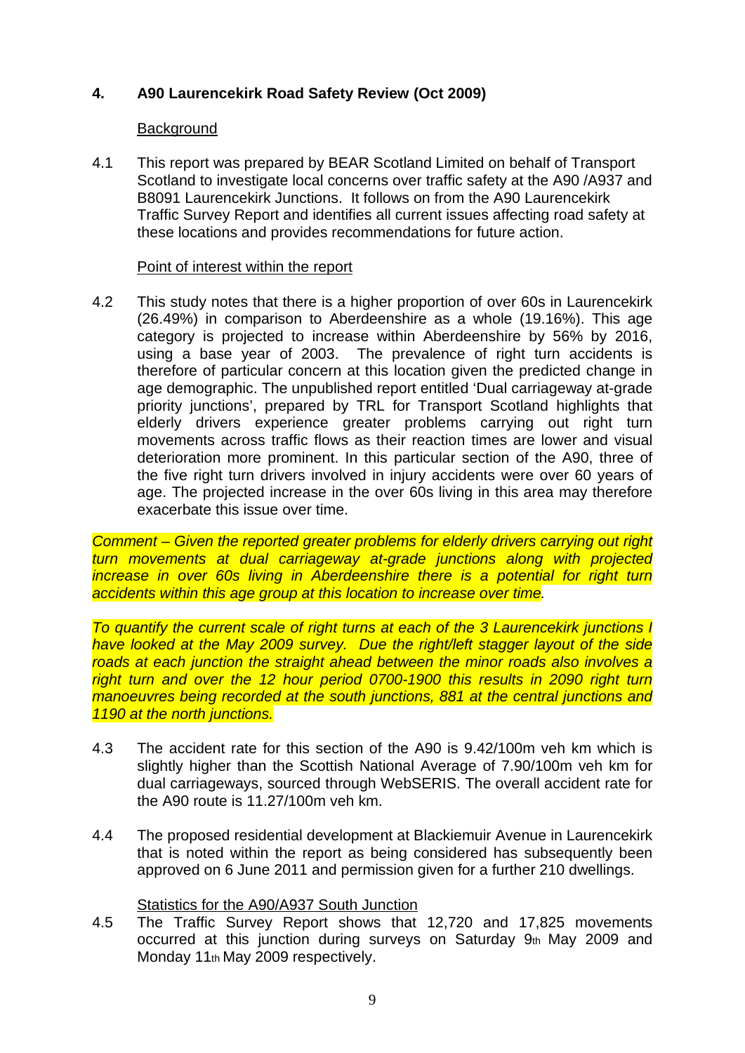## 4. A90 Laurencekirk Road Safety Review (Oct 2009)

Background

4.1 This report was prepared by BEAR Scotland Limited on behalf of Transport Scotland to investigate local concerns over traffic safety at the A90 /A937 and B8091 Laurencekirk Junctions. It follows on from the A90 Laurencekirk Traffic Survey Report and identifies all current issues affecting road safety at these locations and provides recommendations for future action.

Point of interest within the report

4.2 This study notes that there is a higher proportion of over 60s in Laurencekirk (26.49%) in comparison to Aberdeenshire as a whole (19.16%). This age category is projected to increase within Aberdeenshire by 56% by 2016, using a base year of 2003. The prevalence of right turn accidents is therefore of particular concern at this location given the predicted change in age demographic. The unpublished report entitled 'Dual carriageway at-grade priority junctions', prepared by TRL for Transport Scotland highlights that elderly drivers experience greater problems carrying out right turn movements across traffic flows as their reaction times are lower and visual deterioration more prominent. In this particular section of the A90, three of the five right turn drivers involved in injury accidents were over 60 years of age. The projected increase in the over 60s living in this area may therefore exacerbate this issue over time.

*Comment – Given the reported greater problems for elderly drivers carrying out right turn movements at dual carriageway at-grade junctions along with projected increase in over 60s living in Aberdeenshire there is a potential for right turn accidents within this age group at this location to increase over time.*

*To quantify the current scale of right turns at each of the 3 Laurencekirk junctions I have looked at the May 2009 survey. Due the right/left stagger layout of the side roads at each junction the straight ahead between the minor roads also involves a right turn and over the 12 hour period 0700-1900 this results in 2090 right turn manoeuvres being recorded at the south junctions, 881 at the central junctions and 1190 at the north junctions.*

4.3 The accident rate for this section of the A90 is 9.42/100m veh km which is slightly higher than the Scottish National Average of 7.90/100m veh km for dual carriageways, sourced through WebSERIS. The overall accident rate for the A90 route is 11.27/100m veh km.

4.4 The proposed residential development at Blackiemuir Avenue in Laurencekirk that is noted within the report as being considered has subsequently been approved on 6 June 2011 and permission given for a further 210 dwellings.

Statistics for the A90/A937 South Junction

4.5 The Traffic Survey Report shows that 12,720 and 17,825 movements occurred at this junction during surveys on Saturday 9th May 2009 and Monday 11th May 2009 respectively.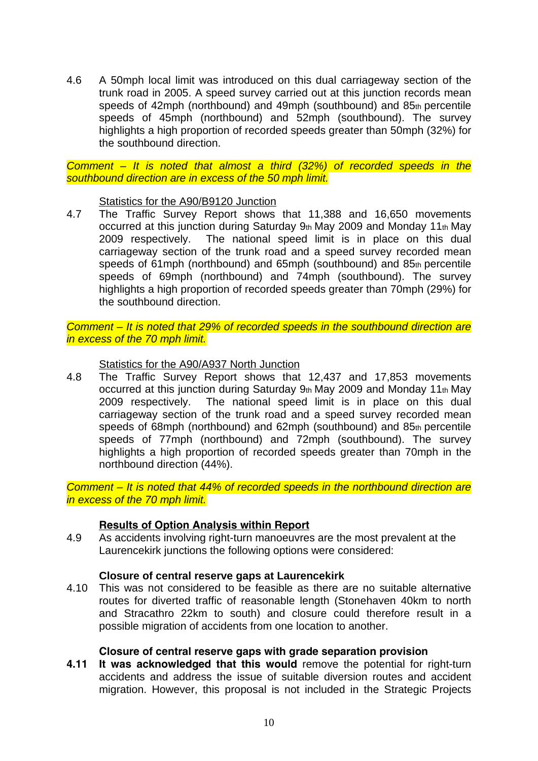4.6 A 50mph local limit was introduced on this dual carriageway section of the trunk road in 2005. A speed survey carried out at this junction records mean speeds of 42mph (northbound) and 49mph (southbound) and 85th percentile speeds of 45mph (northbound) and 52mph (southbound). The survey highlights a high proportion of recorded speeds greater than 50mph (32%) for the southbound direction.

*Comment – It is noted that almost a third (32%) of recorded speeds in the southbound direction are in excess of the 50 mph limit.*

Statistics for the A90/B9120 Junction

4.7 The Traffic Survey Report shows that 11,388 and 16,650 movements occurred at this junction during Saturday 9th May 2009 and Monday 11th May 2009 respectively. The national speed limit is in place on this dual carriageway section of the trunk road and a speed survey recorded mean speeds of 61mph (northbound) and 65mph (southbound) and 85th percentile speeds of 69mph (northbound) and 74mph (southbound). The survey highlights a high proportion of recorded speeds greater than 70mph (29%) for the southbound direction.

*Comment – It is noted that 29% of recorded speeds in the southbound direction are in excess of the 70 mph limit.*

Statistics for the A90/A937 North Junction

4.8 The Traffic Survey Report shows that 12,437 and 17,853 movements occurred at this junction during Saturday 9th May 2009 and Monday 11th May 2009 respectively. The national speed limit is in place on this dual carriageway section of the trunk road and a speed survey recorded mean speeds of 68mph (northbound) and 62mph (southbound) and 85th percentile speeds of 77mph (northbound) and 72mph (southbound). The survey highlights a high proportion of recorded speeds greater than 70mph in the northbound direction (44%).

*Comment – It is noted that 44% of recorded speeds in the northbound direction are in excess of the 70 mph limit.*

**Results of Option Analysis within Report**

4.9 As accidents involving right-turn manoeuvres are the most prevalent at the Laurencekirk junctions the following options were considered:

**Closure of central reserve gaps at Laurencekirk**

4.10 This was not considered to be feasible as there are no suitable alternative routes for diverted traffic of reasonable length (Stonehaven 40km to north and Stracathro 22km to south) and closure could therefore result in a possible migration of accidents from one location to another.

**Closure of central reserve gaps with grade separation provision**

**4.11 It was acknowledged that this would** remove the potential for right-turn accidents and address the issue of suitable diversion routes and accident migration. However, this proposal is not included in the Strategic Projects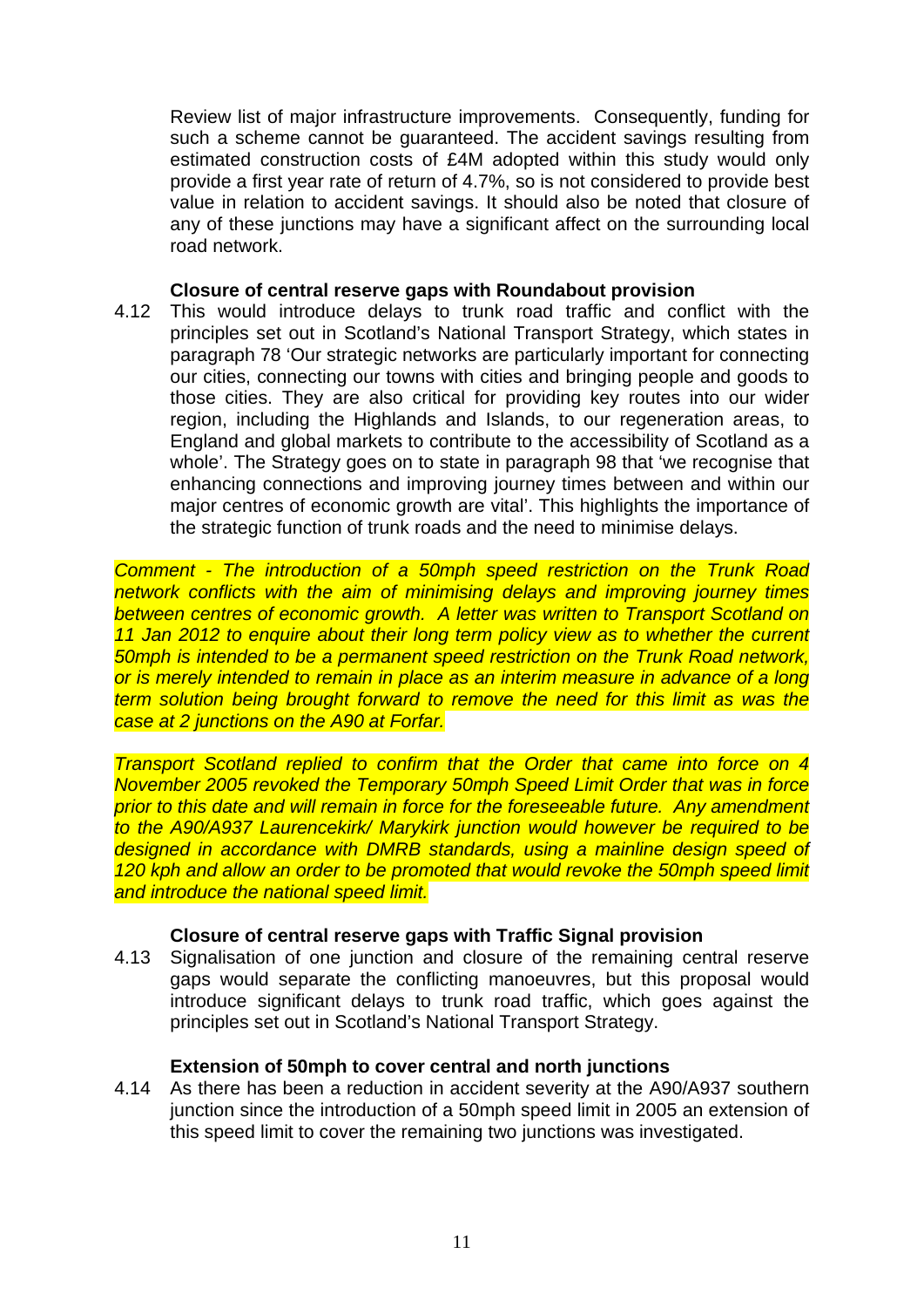Review list of major infrastructure improvements. Consequently, funding for such a scheme cannot be guaranteed. The accident savings resulting from estimated construction costs of £4M adopted within this study would only provide a first year rate of return of 4.7%, so is not considered to provide best value in relation to accident savings. It should also be noted that closure of any of these junctions may have a significant affect on the surrounding local road network.

**Closure of central reserve gaps with Roundabout provision**

4.12 This would introduce delays to trunk road traffic and conflict with the principles set out in Scotland's National Transport Strategy, which states in paragraph 78 'Our strategic networks are particularly important for connecting our cities, connecting our towns with cities and bringing people and goods to those cities. They are also critical for providing key routes into our wider region, including the Highlands and Islands, to our regeneration areas, to England and global markets to contribute to the accessibility of Scotland as a whole'. The Strategy goes on to state in paragraph 98 that 'we recognise that enhancing connections and improving journey times between and within our major centres of economic growth are vital'. This highlights the importance of the strategic function of trunk roads and the need to minimise delays.

*Comment - The introduction of a 50mph speed restriction on the Trunk Road network conflicts with the aim of minimising delays and improving journey times between centres of economic growth. A letter was written to Transport Scotland on 11 Jan 2012 to enquire about their long term policy view as to whether the current 50mph is intended to be a permanent speed restriction on the Trunk Road network, or is merely intended to remain in place as an interim measure in advance of a long term solution being brought forward to remove the need for this limit as was the case at 2 junctions on the A90 at Forfar.*

*Transport Scotland replied to confirm that the Order that came into force on 4 November 2005 revoked the Temporary 50mph Speed Limit Order that was in force prior to this date and will remain in force for the foreseeable future. Any amendment to the A90/A937 Laurencekirk/ Marykirk junction would however be required to be designed in accordance with DMRB standards, using a mainline design speed of 120 kph and allow an order to be promoted that would revoke the 50mph speed limit and introduce the national speed limit.*

**Closure of central reserve gaps with Traffic Signal provision**

4.13 Signalisation of one junction and closure of the remaining central reserve gaps would separate the conflicting manoeuvres, but this proposal would introduce significant delays to trunk road traffic, which goes against the principles set out in Scotland's National Transport Strategy.

**Extension of 50mph to cover central and north junctions**

4.14 As there has been a reduction in accident severity at the A90/A937 southern junction since the introduction of a 50mph speed limit in 2005 an extension of this speed limit to cover the remaining two junctions was investigated.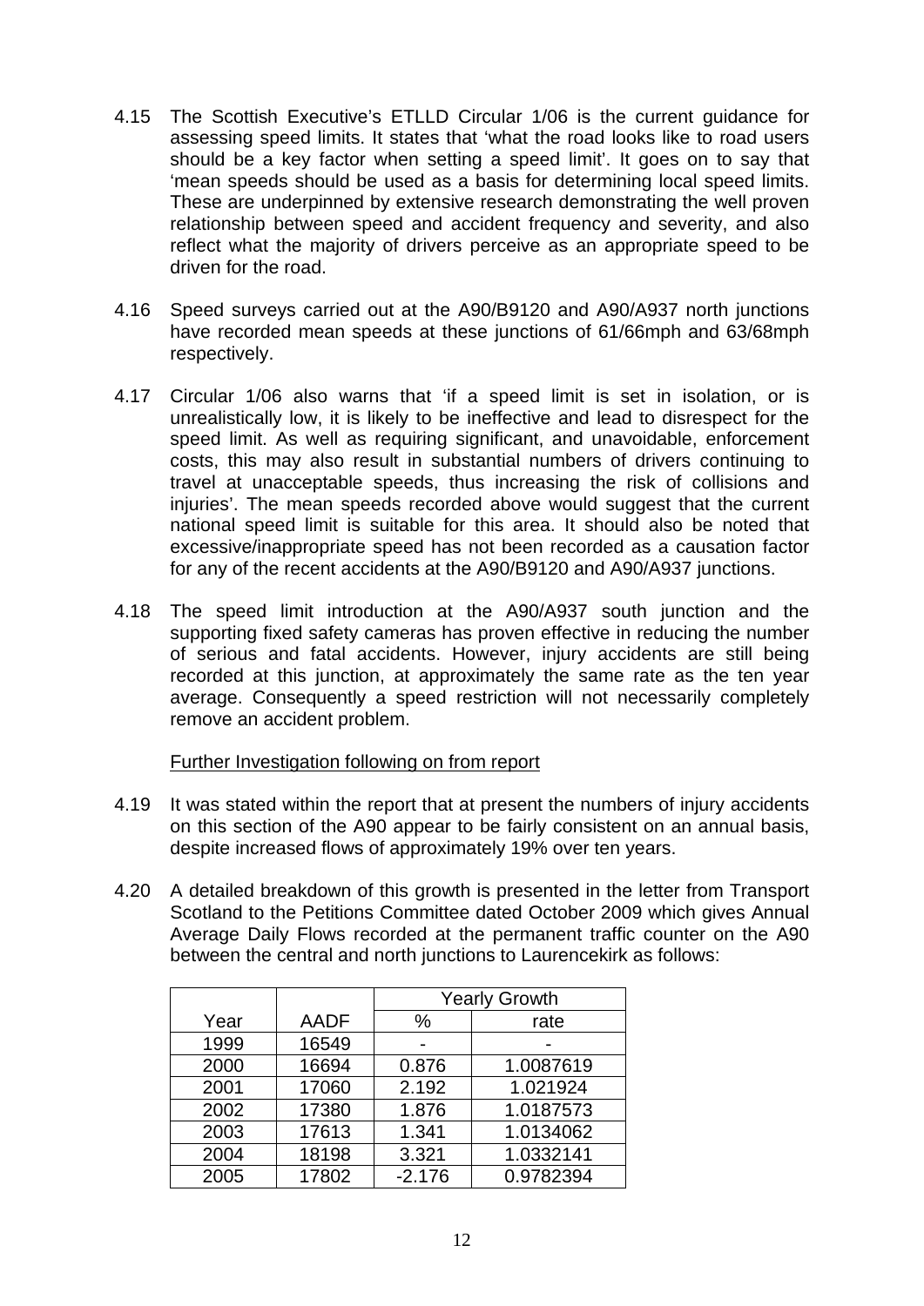4.15 The Scottish Executive's ETLLD Circular 1/06 is the current guidance for assessing speed limits. It states that 'what the road looks like to road users should be a key factor when setting a speed limit'. It goes on to say that 'mean speeds should be used as a basis for determining local speed limits. These are underpinned by extensive research demonstrating the well proven relationship between speed and accident frequency and severity, and also reflect what the majority of drivers perceive as an appropriate speed to be driven for the road.

4.16 Speed surveys carried out at the A90/B9120 and A90/A937 north junctions have recorded mean speeds at these junctions of 61/66mph and 63/68mph respectively.

4.17 Circular 1/06 also warns that 'if a speed limit is set in isolation, or is unrealistically low, it is likely to be ineffective and lead to disrespect for the speed limit. As well as requiring significant, and unavoidable, enforcement costs, this may also result in substantial numbers of drivers continuing to travel at unacceptable speeds, thus increasing the risk of collisions and injuries'. The mean speeds recorded above would suggest that the current national speed limit is suitable for this area. It should also be noted that excessive/inappropriate speed has not been recorded as a causation factor for any of the recent accidents at the A90/B9120 and A90/A937 junctions.

4.18 The speed limit introduction at the A90/A937 south junction and the supporting fixed safety cameras has proven effective in reducing the number of serious and fatal accidents. However, injury accidents are still being recorded at this junction, at approximately the same rate as the ten year average. Consequently a speed restriction will not necessarily completely remove an accident problem.

Further Investigation following on from report

4.19 It was stated within the report that at present the numbers of injury accidents on this section of the A90 appear to be fairly consistent on an annual basis, despite increased flows of approximately 19% over ten years.

4.20 A detailed breakdown of this growth is presented in the letter from Transport Scotland to the Petitions Committee dated October 2009 which gives Annual Average Daily Flows recorded at the permanent traffic counter on the A90 between the central and north junctions to Laurencekirk as follows:

| | | Yearly Growth | |
|---|---|---|---|
| Year | AADF | % | rate |
| 1999 | 16549 | - | - |
| 2000 | 16694 | 0.876 | 1.0087619 |
| 2001 | 17060 | 2.192 | 1.021924 |
| 2002 | 17380 | 1.876 | 1.0187573 |
| 2003 | 17613 | 1.341 | 1.0134062 |
| 2004 | 18198 | 3.321 | 1.0332141 |
| 2005 | 17802 | -2.176 | 0.9782394 |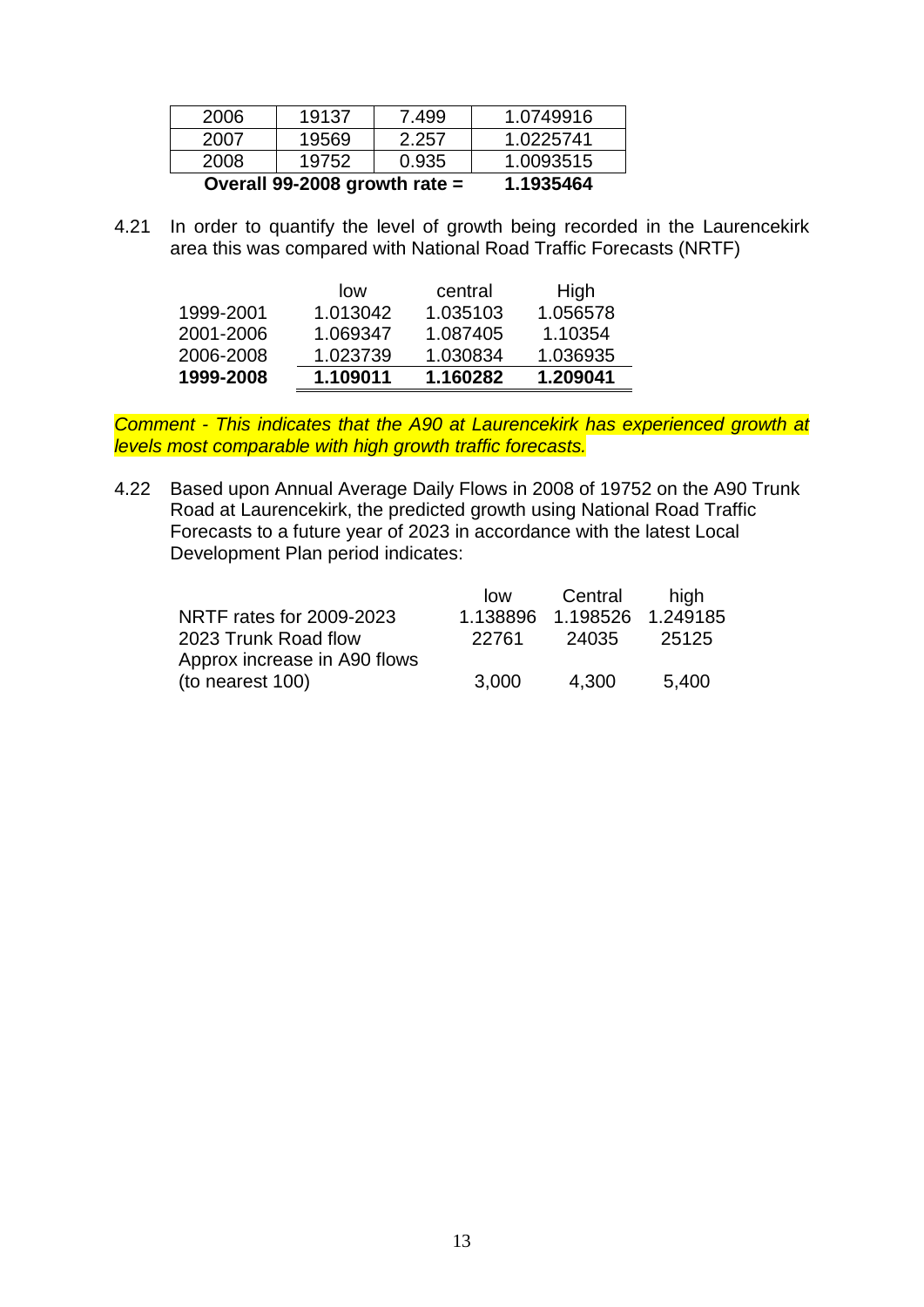| 2006 | 19137 | 7.499 | 1.0749916 |
|---|---|---|---|
| 2007 | 19569 | 2.257 | 1.0225741 |
| 2008 | 19752 | 0.935 | 1.0093515 |
| **Overall 99-2008 growth rate =** | | | **1.1935464** |

4.21 In order to quantify the level of growth being recorded in the Laurencekirk area this was compared with National Road Traffic Forecasts (NRTF)

| | low | central | High |
|---|---|---|---|
| 1999-2001 | 1.013042 | 1.035103 | 1.056578 |
| 2001-2006 | 1.069347 | 1.087405 | 1.10354 |
| 2006-2008 | 1.023739 | 1.030834 | 1.036935 |
| **1999-2008** | **1.109011** | **1.160282** | **1.209041** |

*Comment - This indicates that the A90 at Laurencekirk has experienced growth at levels most comparable with high growth traffic forecasts.*

4.22 Based upon Annual Average Daily Flows in 2008 of 19752 on the A90 Trunk Road at Laurencekirk, the predicted growth using National Road Traffic Forecasts to a future year of 2023 in accordance with the latest Local Development Plan period indicates:

| | low | Central | high |
|---|---|---|---|
| NRTF rates for 2009-2023 | 1.138896 | 1.198526 | 1.249185 |
| 2023 Trunk Road flow | 22761 | 24035 | 25125 |
| Approx increase in A90 flows (to nearest 100) | 3,000 | 4,300 | 5,400 |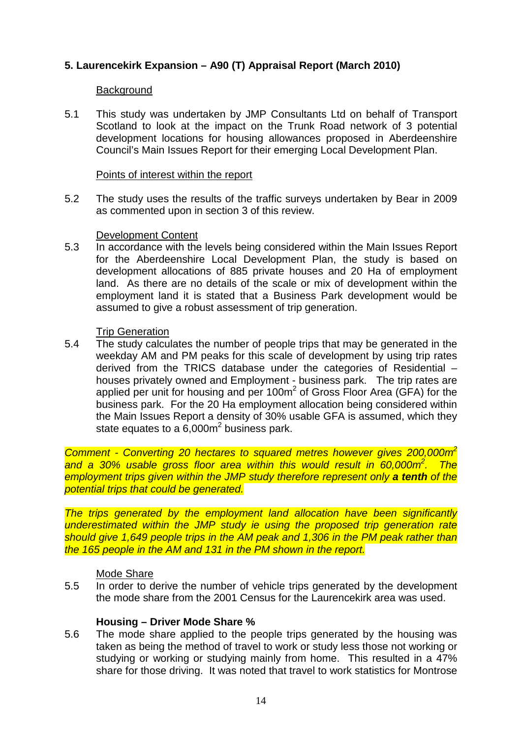## 5. Laurencekirk Expansion – A90 (T) Appraisal Report (March 2010)

Background

5.1 This study was undertaken by JMP Consultants Ltd on behalf of Transport Scotland to look at the impact on the Trunk Road network of 3 potential development locations for housing allowances proposed in Aberdeenshire Council's Main Issues Report for their emerging Local Development Plan.

Points of interest within the report

5.2 The study uses the results of the traffic surveys undertaken by Bear in 2009 as commented upon in section 3 of this review.

Development Content

5.3 In accordance with the levels being considered within the Main Issues Report for the Aberdeenshire Local Development Plan, the study is based on development allocations of 885 private houses and 20 Ha of employment land. As there are no details of the scale or mix of development within the employment land it is stated that a Business Park development would be assumed to give a robust assessment of trip generation.

Trip Generation

5.4 The study calculates the number of people trips that may be generated in the weekday AM and PM peaks for this scale of development by using trip rates derived from the TRICS database under the categories of Residential – houses privately owned and Employment - business park. The trip rates are applied per unit for housing and per $100m^2$ of Gross Floor Area (GFA) for the business park. For the 20 Ha employment allocation being considered within the Main Issues Report a density of 30% usable GFA is assumed, which they state equates to a $6,000m^2$ business park.

*Comment - Converting 20 hectares to squared metres however gives $200,000m^2$ and a 30% usable gross floor area within this would result in $60,000m^2$. The employment trips given within the JMP study therefore represent only **a tenth** of the potential trips that could be generated.*

*The trips generated by the employment land allocation have been significantly underestimated within the JMP study ie using the proposed trip generation rate should give 1,649 people trips in the AM peak and 1,306 in the PM peak rather than the 165 people in the AM and 131 in the PM shown in the report.*

Mode Share

5.5 In order to derive the number of vehicle trips generated by the development the mode share from the 2001 Census for the Laurencekirk area was used.

**Housing – Driver Mode Share %**

5.6 The mode share applied to the people trips generated by the housing was taken as being the method of travel to work or study less those not working or studying or working or studying mainly from home. This resulted in a 47% share for those driving. It was noted that travel to work statistics for Montrose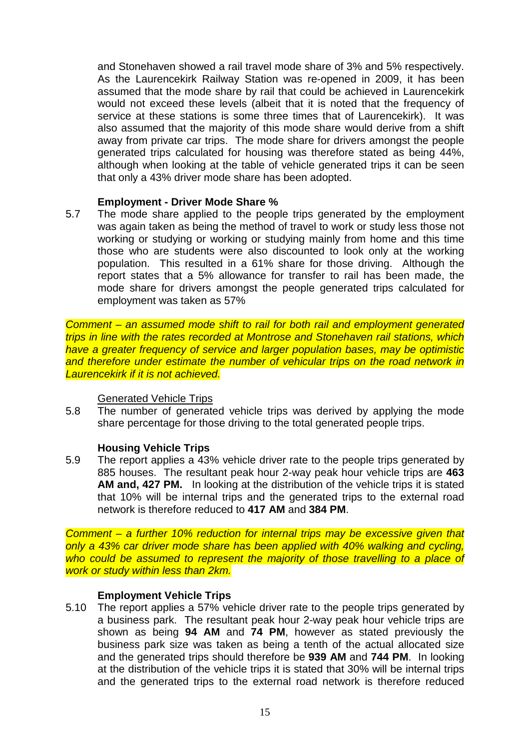and Stonehaven showed a rail travel mode share of 3% and 5% respectively. As the Laurencekirk Railway Station was re-opened in 2009, it has been assumed that the mode share by rail that could be achieved in Laurencekirk would not exceed these levels (albeit that it is noted that the frequency of service at these stations is some three times that of Laurencekirk). It was also assumed that the majority of this mode share would derive from a shift away from private car trips. The mode share for drivers amongst the people generated trips calculated for housing was therefore stated as being 44%, although when looking at the table of vehicle generated trips it can be seen that only a 43% driver mode share has been adopted.

**Employment - Driver Mode Share %**

5.7 The mode share applied to the people trips generated by the employment was again taken as being the method of travel to work or study less those not working or studying or working or studying mainly from home and this time those who are students were also discounted to look only at the working population. This resulted in a 61% share for those driving. Although the report states that a 5% allowance for transfer to rail has been made, the mode share for drivers amongst the people generated trips calculated for employment was taken as 57%

*Comment – an assumed mode shift to rail for both rail and employment generated trips in line with the rates recorded at Montrose and Stonehaven rail stations, which have a greater frequency of service and larger population bases, may be optimistic and therefore under estimate the number of vehicular trips on the road network in Laurencekirk if it is not achieved.*

Generated Vehicle Trips

5.8 The number of generated vehicle trips was derived by applying the mode share percentage for those driving to the total generated people trips.

**Housing Vehicle Trips**

5.9 The report applies a 43% vehicle driver rate to the people trips generated by 885 houses. The resultant peak hour 2-way peak hour vehicle trips are **463 AM and, 427 PM.** In looking at the distribution of the vehicle trips it is stated that 10% will be internal trips and the generated trips to the external road network is therefore reduced to **417 AM** and **384 PM**.

*Comment – a further 10% reduction for internal trips may be excessive given that only a 43% car driver mode share has been applied with 40% walking and cycling, who could be assumed to represent the majority of those travelling to a place of work or study within less than 2km.*

**Employment Vehicle Trips**

5.10 The report applies a 57% vehicle driver rate to the people trips generated by a business park. The resultant peak hour 2-way peak hour vehicle trips are shown as being **94 AM** and **74 PM**, however as stated previously the business park size was taken as being a tenth of the actual allocated size and the generated trips should therefore be **939 AM** and **744 PM**. In looking at the distribution of the vehicle trips it is stated that 30% will be internal trips and the generated trips to the external road network is therefore reduced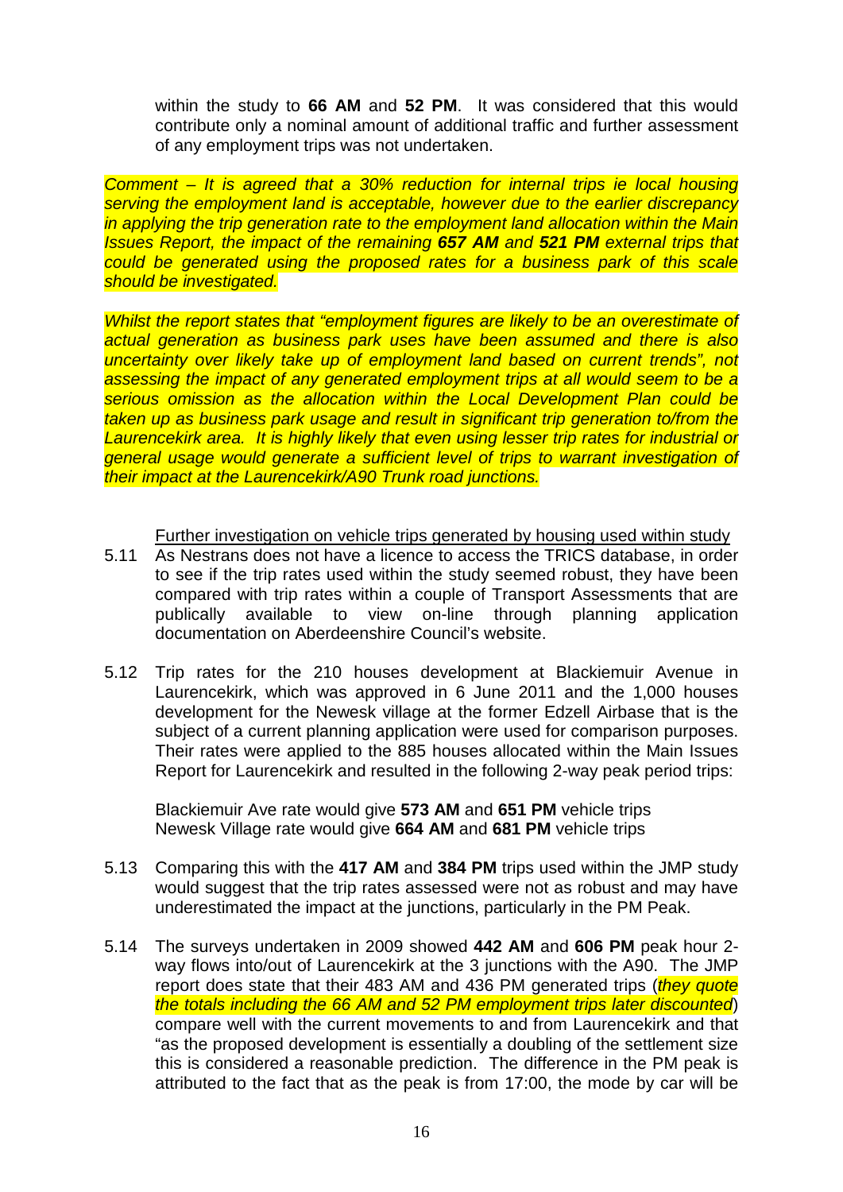within the study to **66 AM** and **52 PM**. It was considered that this would contribute only a nominal amount of additional traffic and further assessment of any employment trips was not undertaken.

*Comment – It is agreed that a 30% reduction for internal trips ie local housing serving the employment land is acceptable, however due to the earlier discrepancy in applying the trip generation rate to the employment land allocation within the Main Issues Report, the impact of the remaining **657 AM** and **521 PM** external trips that could be generated using the proposed rates for a business park of this scale should be investigated.*

*Whilst the report states that "employment figures are likely to be an overestimate of actual generation as business park uses have been assumed and there is also uncertainty over likely take up of employment land based on current trends", not assessing the impact of any generated employment trips at all would seem to be a serious omission as the allocation within the Local Development Plan could be taken up as business park usage and result in significant trip generation to/from the Laurencekirk area. It is highly likely that even using lesser trip rates for industrial or general usage would generate a sufficient level of trips to warrant investigation of their impact at the Laurencekirk/A90 Trunk road junctions.*

Further investigation on vehicle trips generated by housing used within study

5.11 As Nestrans does not have a licence to access the TRICS database, in order to see if the trip rates used within the study seemed robust, they have been compared with trip rates within a couple of Transport Assessments that are publically available to view on-line through planning application documentation on Aberdeenshire Council's website.

5.12 Trip rates for the 210 houses development at Blackiemuir Avenue in Laurencekirk, which was approved in 6 June 2011 and the 1,000 houses development for the Newesk village at the former Edzell Airbase that is the subject of a current planning application were used for comparison purposes. Their rates were applied to the 885 houses allocated within the Main Issues Report for Laurencekirk and resulted in the following 2-way peak period trips:

Blackiemuir Ave rate would give **573 AM** and **651 PM** vehicle trips
Newesk Village rate would give **664 AM** and **681 PM** vehicle trips

5.13 Comparing this with the **417 AM** and **384 PM** trips used within the JMP study would suggest that the trip rates assessed were not as robust and may have underestimated the impact at the junctions, particularly in the PM Peak.

5.14 The surveys undertaken in 2009 showed **442 AM** and **606 PM** peak hour 2-way flows into/out of Laurencekirk at the 3 junctions with the A90. The JMP report does state that their 483 AM and 436 PM generated trips (*they quote the totals including the 66 AM and 52 PM employment trips later discounted*) compare well with the current movements to and from Laurencekirk and that "as the proposed development is essentially a doubling of the settlement size this is considered a reasonable prediction. The difference in the PM peak is attributed to the fact that as the peak is from 17:00, the mode by car will be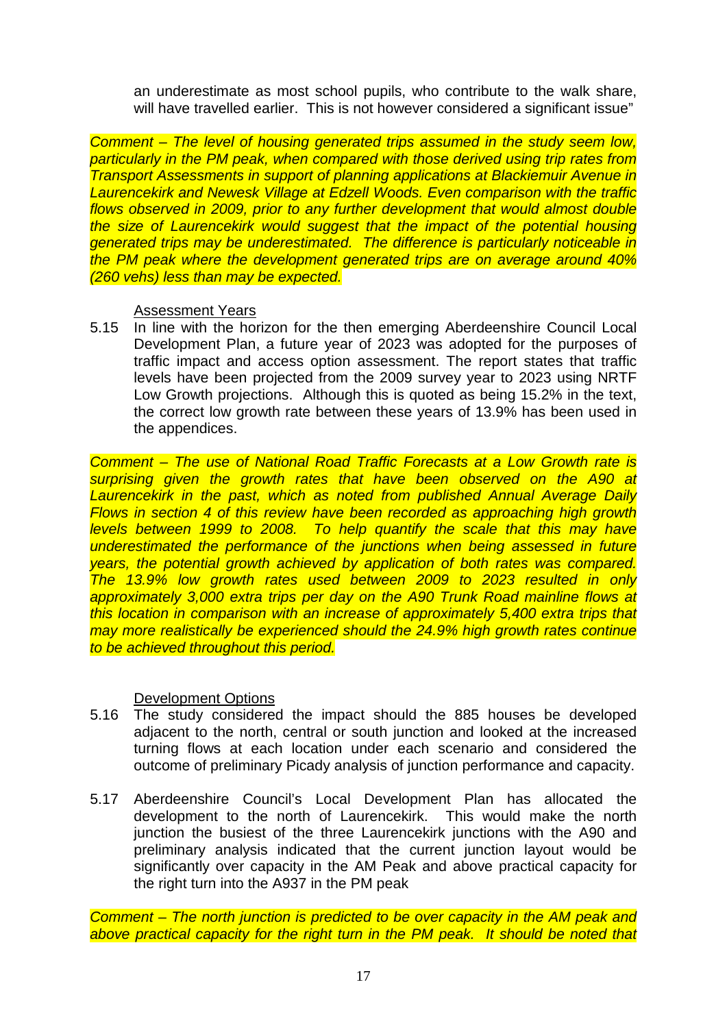an underestimate as most school pupils, who contribute to the walk share, will have travelled earlier. This is not however considered a significant issue"

*Comment – The level of housing generated trips assumed in the study seem low, particularly in the PM peak, when compared with those derived using trip rates from Transport Assessments in support of planning applications at Blackiemuir Avenue in Laurencekirk and Newesk Village at Edzell Woods. Even comparison with the traffic flows observed in 2009, prior to any further development that would almost double the size of Laurencekirk would suggest that the impact of the potential housing generated trips may be underestimated. The difference is particularly noticeable in the PM peak where the development generated trips are on average around 40% (260 vehs) less than may be expected.*

Assessment Years

5.15 In line with the horizon for the then emerging Aberdeenshire Council Local Development Plan, a future year of 2023 was adopted for the purposes of traffic impact and access option assessment. The report states that traffic levels have been projected from the 2009 survey year to 2023 using NRTF Low Growth projections. Although this is quoted as being 15.2% in the text, the correct low growth rate between these years of 13.9% has been used in the appendices.

*Comment – The use of National Road Traffic Forecasts at a Low Growth rate is surprising given the growth rates that have been observed on the A90 at Laurencekirk in the past, which as noted from published Annual Average Daily Flows in section 4 of this review have been recorded as approaching high growth levels between 1999 to 2008. To help quantify the scale that this may have underestimated the performance of the junctions when being assessed in future years, the potential growth achieved by application of both rates was compared. The 13.9% low growth rates used between 2009 to 2023 resulted in only approximately 3,000 extra trips per day on the A90 Trunk Road mainline flows at this location in comparison with an increase of approximately 5,400 extra trips that may more realistically be experienced should the 24.9% high growth rates continue to be achieved throughout this period.*

Development Options

5.16 The study considered the impact should the 885 houses be developed adjacent to the north, central or south junction and looked at the increased turning flows at each location under each scenario and considered the outcome of preliminary Picady analysis of junction performance and capacity.

5.17 Aberdeenshire Council's Local Development Plan has allocated the development to the north of Laurencekirk. This would make the north junction the busiest of the three Laurencekirk junctions with the A90 and preliminary analysis indicated that the current junction layout would be significantly over capacity in the AM Peak and above practical capacity for the right turn into the A937 in the PM peak

*Comment – The north junction is predicted to be over capacity in the AM peak and above practical capacity for the right turn in the PM peak. It should be noted that*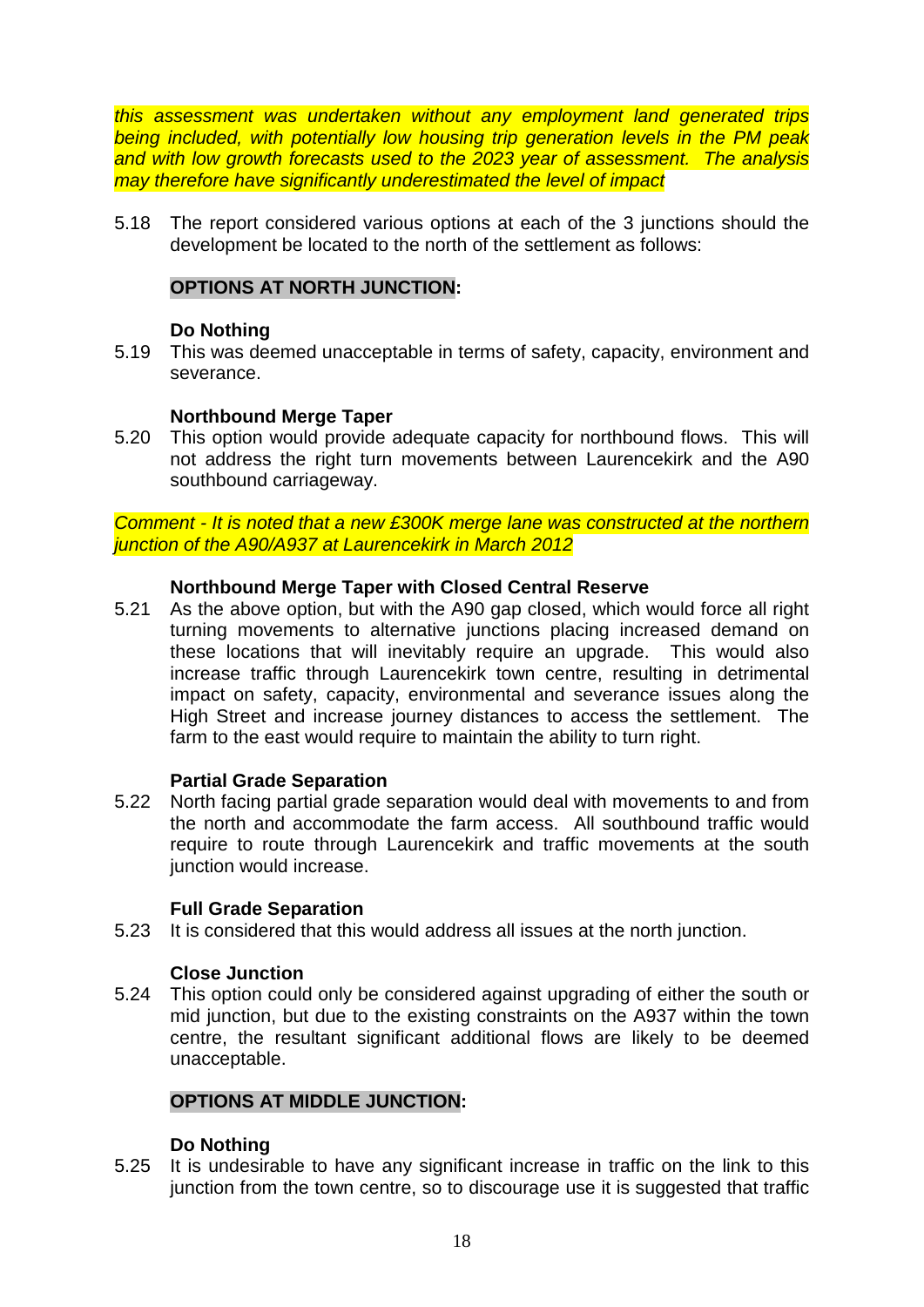*this assessment was undertaken without any employment land generated trips being included, with potentially low housing trip generation levels in the PM peak and with low growth forecasts used to the 2023 year of assessment. The analysis may therefore have significantly underestimated the level of impact*

5.18 The report considered various options at each of the 3 junctions should the development be located to the north of the settlement as follows:

**OPTIONS AT NORTH JUNCTION:**

**Do Nothing**

5.19 This was deemed unacceptable in terms of safety, capacity, environment and severance.

**Northbound Merge Taper**

5.20 This option would provide adequate capacity for northbound flows. This will not address the right turn movements between Laurencekirk and the A90 southbound carriageway.

*Comment - It is noted that a new £300K merge lane was constructed at the northern junction of the A90/A937 at Laurencekirk in March 2012*

**Northbound Merge Taper with Closed Central Reserve**

5.21 As the above option, but with the A90 gap closed, which would force all right turning movements to alternative junctions placing increased demand on these locations that will inevitably require an upgrade. This would also increase traffic through Laurencekirk town centre, resulting in detrimental impact on safety, capacity, environmental and severance issues along the High Street and increase journey distances to access the settlement. The farm to the east would require to maintain the ability to turn right.

**Partial Grade Separation**

5.22 North facing partial grade separation would deal with movements to and from the north and accommodate the farm access. All southbound traffic would require to route through Laurencekirk and traffic movements at the south junction would increase.

**Full Grade Separation**

5.23 It is considered that this would address all issues at the north junction.

**Close Junction**

5.24 This option could only be considered against upgrading of either the south or mid junction, but due to the existing constraints on the A937 within the town centre, the resultant significant additional flows are likely to be deemed unacceptable.

**OPTIONS AT MIDDLE JUNCTION:**

**Do Nothing**

5.25 It is undesirable to have any significant increase in traffic on the link to this junction from the town centre, so to discourage use it is suggested that traffic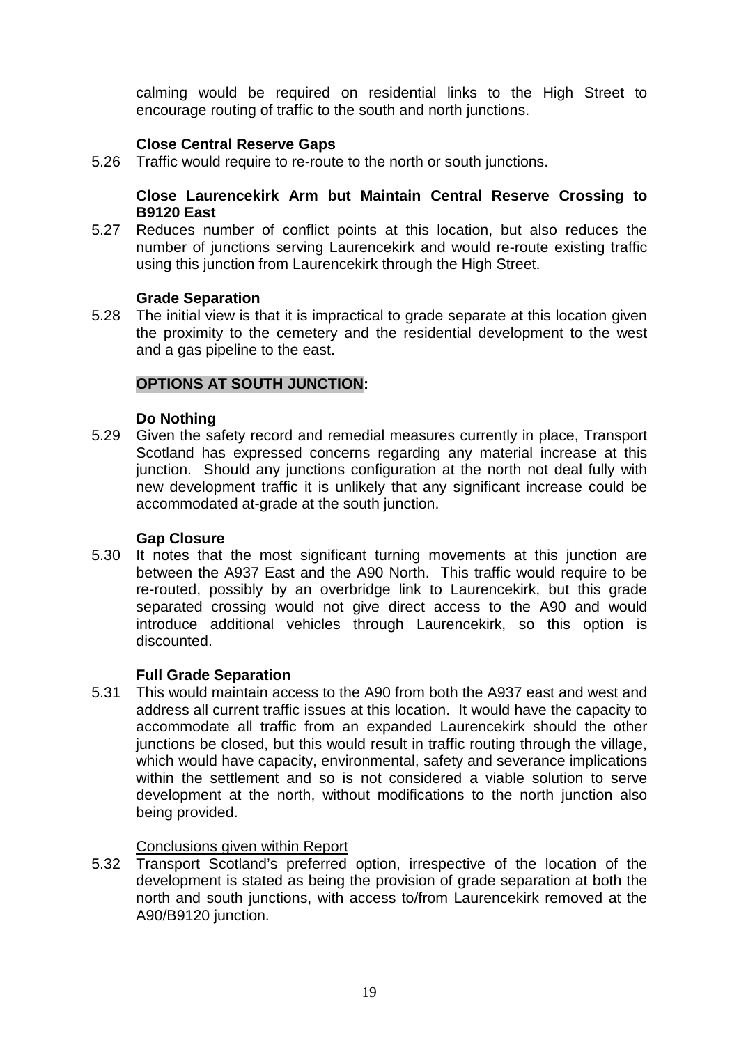calming would be required on residential links to the High Street to encourage routing of traffic to the south and north junctions.

**Close Central Reserve Gaps**

5.26 Traffic would require to re-route to the north or south junctions.

**Close Laurencekirk Arm but Maintain Central Reserve Crossing to B9120 East**

5.27 Reduces number of conflict points at this location, but also reduces the number of junctions serving Laurencekirk and would re-route existing traffic using this junction from Laurencekirk through the High Street.

**Grade Separation**

5.28 The initial view is that it is impractical to grade separate at this location given the proximity to the cemetery and the residential development to the west and a gas pipeline to the east.

**OPTIONS AT SOUTH JUNCTION:**

**Do Nothing**

5.29 Given the safety record and remedial measures currently in place, Transport Scotland has expressed concerns regarding any material increase at this junction. Should any junctions configuration at the north not deal fully with new development traffic it is unlikely that any significant increase could be accommodated at-grade at the south junction.

**Gap Closure**

5.30 It notes that the most significant turning movements at this junction are between the A937 East and the A90 North. This traffic would require to be re-routed, possibly by an overbridge link to Laurencekirk, but this grade separated crossing would not give direct access to the A90 and would introduce additional vehicles through Laurencekirk, so this option is discounted.

**Full Grade Separation**

5.31 This would maintain access to the A90 from both the A937 east and west and address all current traffic issues at this location. It would have the capacity to accommodate all traffic from an expanded Laurencekirk should the other junctions be closed, but this would result in traffic routing through the village, which would have capacity, environmental, safety and severance implications within the settlement and so is not considered a viable solution to serve development at the north, without modifications to the north junction also being provided.

Conclusions given within Report

5.32 Transport Scotland's preferred option, irrespective of the location of the development is stated as being the provision of grade separation at both the north and south junctions, with access to/from Laurencekirk removed at the A90/B9120 junction.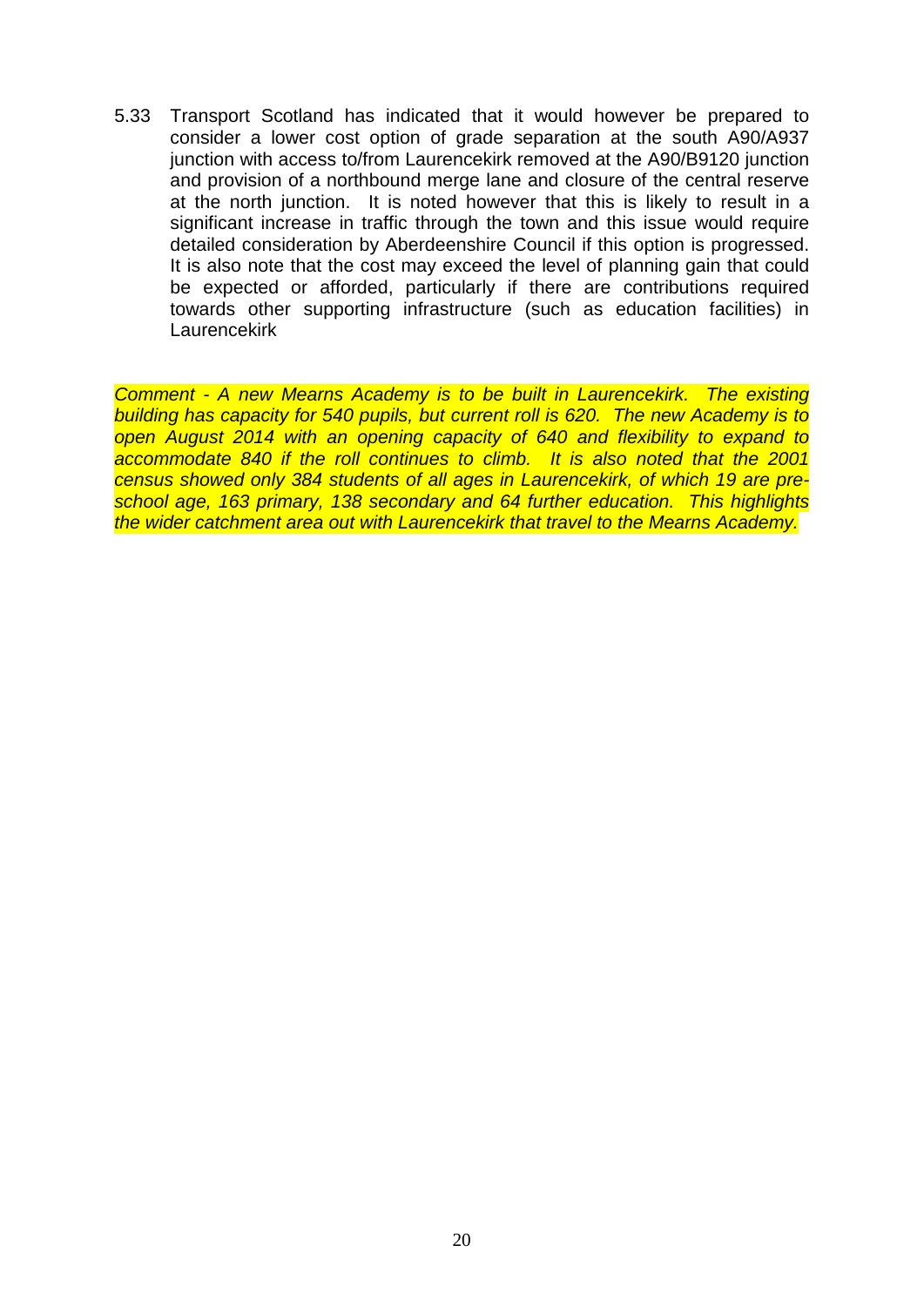5.33 Transport Scotland has indicated that it would however be prepared to consider a lower cost option of grade separation at the south A90/A937 junction with access to/from Laurencekirk removed at the A90/B9120 junction and provision of a northbound merge lane and closure of the central reserve at the north junction. It is noted however that this is likely to result in a significant increase in traffic through the town and this issue would require detailed consideration by Aberdeenshire Council if this option is progressed. It is also note that the cost may exceed the level of planning gain that could be expected or afforded, particularly if there are contributions required towards other supporting infrastructure (such as education facilities) in Laurencekirk

*Comment - A new Mearns Academy is to be built in Laurencekirk. The existing building has capacity for 540 pupils, but current roll is 620. The new Academy is to open August 2014 with an opening capacity of 640 and flexibility to expand to accommodate 840 if the roll continues to climb. It is also noted that the 2001 census showed only 384 students of all ages in Laurencekirk, of which 19 are pre-school age, 163 primary, 138 secondary and 64 further education. This highlights the wider catchment area out with Laurencekirk that travel to the Mearns Academy.*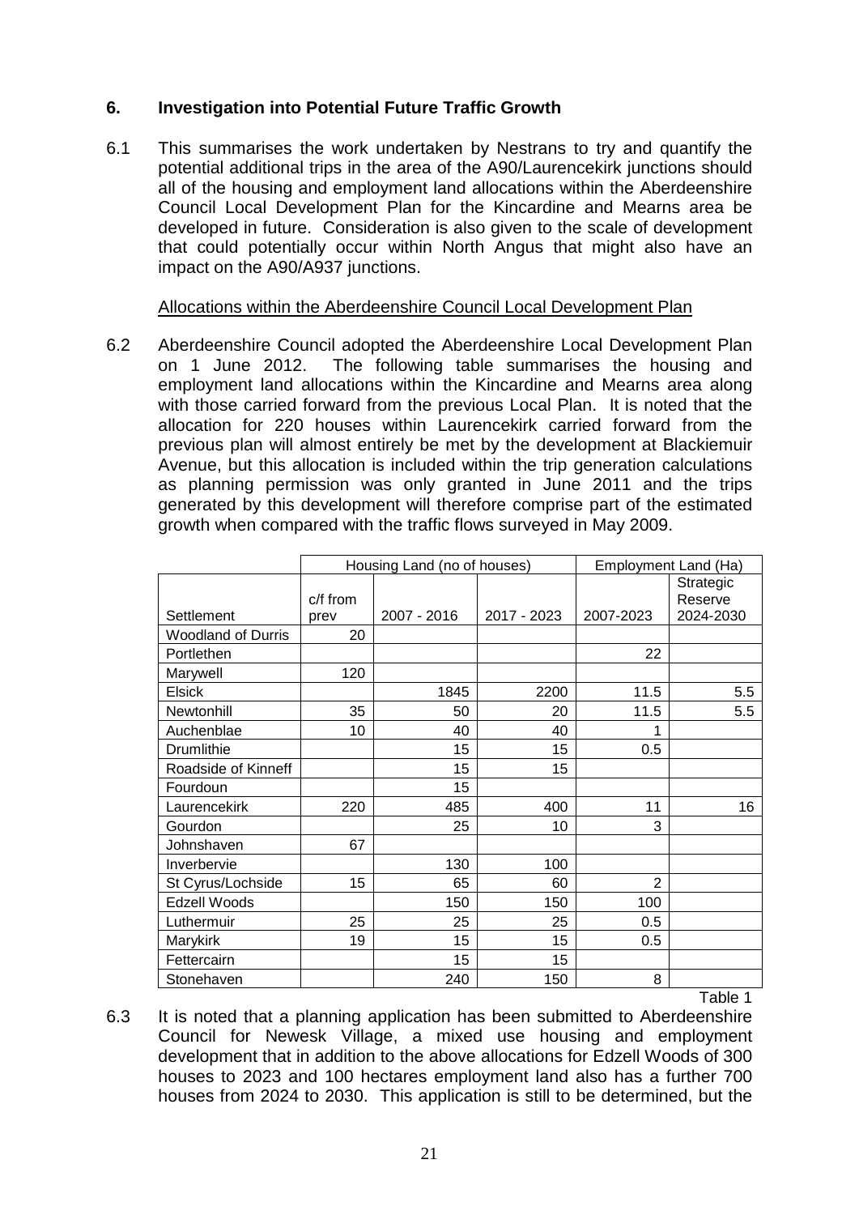## 6. Investigation into Potential Future Traffic Growth

6.1 This summarises the work undertaken by Nestrans to try and quantify the potential additional trips in the area of the A90/Laurencekirk junctions should all of the housing and employment land allocations within the Aberdeenshire Council Local Development Plan for the Kincardine and Mearns area be developed in future. Consideration is also given to the scale of development that could potentially occur within North Angus that might also have an impact on the A90/A937 junctions.

Allocations within the Aberdeenshire Council Local Development Plan

6.2 Aberdeenshire Council adopted the Aberdeenshire Local Development Plan on 1 June 2012. The following table summarises the housing and employment land allocations within the Kincardine and Mearns area along with those carried forward from the previous Local Plan. It is noted that the allocation for 220 houses within Laurencekirk carried forward from the previous plan will almost entirely be met by the development at Blackiemuir Avenue, but this allocation is included within the trip generation calculations as planning permission was only granted in June 2011 and the trips generated by this development will therefore comprise part of the estimated growth when compared with the traffic flows surveyed in May 2009.

| | Housing Land (no of houses) | | | Employment Land (Ha) | |
|---|---|---|---|---|---|
| Settlement | c/f from prev | 2007 - 2016 | 2017 - 2023 | 2007-2023 | Strategic Reserve 2024-2030 |
| Woodland of Durris | 20 | | | | |
| Portlethen | | | | 22 | |
| Marywell | 120 | | | | |
| Elsick | | 1845 | 2200 | 11.5 | 5.5 |
| Newtonhill | 35 | 50 | 20 | 11.5 | 5.5 |
| Auchenblae | 10 | 40 | 40 | 1 | |
| Drumlithie | | 15 | 15 | 0.5 | |
| Roadside of Kinneff | | 15 | 15 | | |
| Fourdoun | | 15 | | | |
| Laurencekirk | 220 | 485 | 400 | 11 | 16 |
| Gourdon | | 25 | 10 | 3 | |
| Johnshaven | 67 | | | | |
| Inverbervie | | 130 | 100 | | |
| St Cyrus/Lochside | 15 | 65 | 60 | 2 | |
| Edzell Woods | | 150 | 150 | 100 | |
| Luthermuir | 25 | 25 | 25 | 0.5 | |
| Marykirk | 19 | 15 | 15 | 0.5 | |
| Fettercairn | | 15 | 15 | | |
| Stonehaven | | 240 | 150 | 8 | |

Table 1

6.3 It is noted that a planning application has been submitted to Aberdeenshire Council for Newesk Village, a mixed use housing and employment development that in addition to the above allocations for Edzell Woods of 300 houses to 2023 and 100 hectares employment land also has a further 700 houses from 2024 to 2030. This application is still to be determined, but the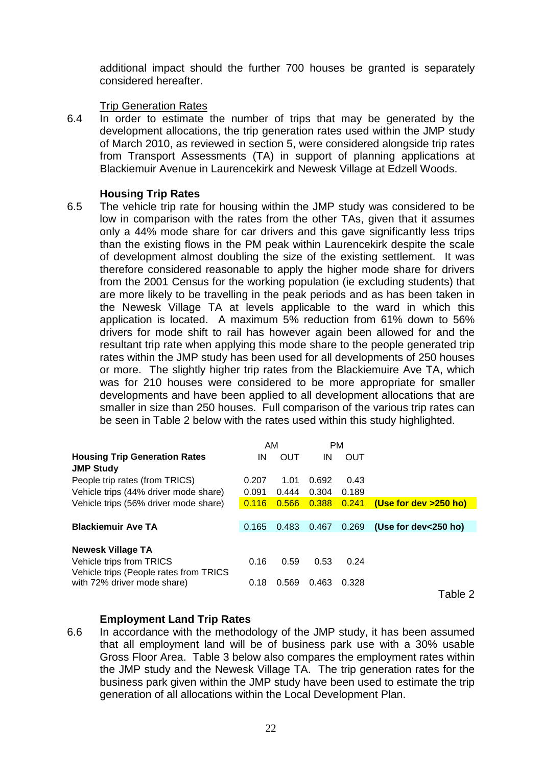additional impact should the further 700 houses be granted is separately considered hereafter.

Trip Generation Rates

6.4 In order to estimate the number of trips that may be generated by the development allocations, the trip generation rates used within the JMP study of March 2010, as reviewed in section 5, were considered alongside trip rates from Transport Assessments (TA) in support of planning applications at Blackiemuir Avenue in Laurencekirk and Newesk Village at Edzell Woods.

**Housing Trip Rates**

6.5 The vehicle trip rate for housing within the JMP study was considered to be low in comparison with the rates from the other TAs, given that it assumes only a 44% mode share for car drivers and this gave significantly less trips than the existing flows in the PM peak within Laurencekirk despite the scale of development almost doubling the size of the existing settlement. It was therefore considered reasonable to apply the higher mode share for drivers from the 2001 Census for the working population (ie excluding students) that are more likely to be travelling in the peak periods and as has been taken in the Newesk Village TA at levels applicable to the ward in which this application is located. A maximum 5% reduction from 61% down to 56% drivers for mode shift to rail has however again been allowed for and the resultant trip rate when applying this mode share to the people generated trip rates within the JMP study has been used for all developments of 250 houses or more. The slightly higher trip rates from the Blackiemuire Ave TA, which was for 210 houses were considered to be more appropriate for smaller developments and have been applied to all development allocations that are smaller in size than 250 houses. Full comparison of the various trip rates can be seen in Table 2 below with the rates used within this study highlighted.

| | AM | | PM | | |
|---|---|---|---|---|---|
| **Housing Trip Generation Rates** | IN | OUT | IN | OUT | |
| **JMP Study** | | | | | |
| People trip rates (from TRICS) | 0.207 | 1.01 | 0.692 | 0.43 | |
| Vehicle trips (44% driver mode share) | 0.091 | 0.444 | 0.304 | 0.189 | |
| Vehicle trips (56% driver mode share) | 0.116 | 0.566 | 0.388 | 0.241 | **(Use for dev >250 ho)** |
| **Blackiemuir Ave TA** | 0.165 | 0.483 | 0.467 | 0.269 | **(Use for dev<250 ho)** |
| **Newesk Village TA** | | | | | |
| Vehicle trips from TRICS | 0.16 | 0.59 | 0.53 | 0.24 | |
| Vehicle trips (People rates from TRICS with 72% driver mode share) | 0.18 | 0.569 | 0.463 | 0.328 | |

Table 2

**Employment Land Trip Rates**

6.6 In accordance with the methodology of the JMP study, it has been assumed that all employment land will be of business park use with a 30% usable Gross Floor Area. Table 3 below also compares the employment rates within the JMP study and the Newesk Village TA. The trip generation rates for the business park given within the JMP study have been used to estimate the trip generation of all allocations within the Local Development Plan.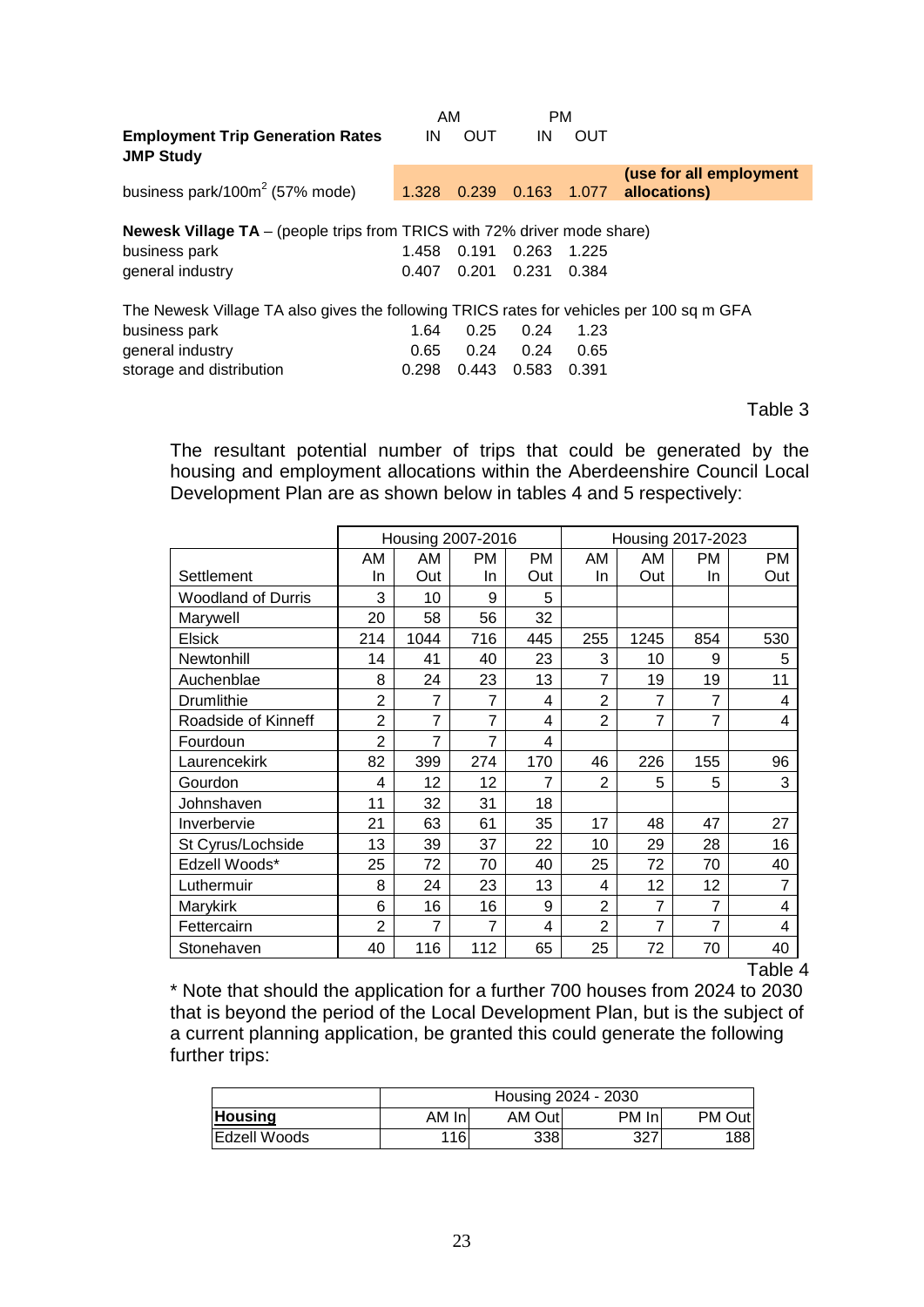| Employment Trip Generation Rates JMP Study | AM IN | AM OUT | PM IN | PM OUT | |
|---|---|---|---|---|---|
| business park/100m$^2$ (57% mode) | 1.328 | 0.239 | 0.163 | 1.077 | **(use for all employment allocations)** |
| **Newesk Village TA** – (people trips from TRICS with 72% driver mode share) | | | | | |
| business park | 1.458 | 0.191 | 0.263 | 1.225 | |
| general industry | 0.407 | 0.201 | 0.231 | 0.384 | |
| The Newesk Village TA also gives the following TRICS rates for vehicles per 100 sq m GFA | | | | | |
| business park | 1.64 | 0.25 | 0.24 | 1.23 | |
| general industry | 0.65 | 0.24 | 0.24 | 0.65 | |
| storage and distribution | 0.298 | 0.443 | 0.583 | 0.391 | |

Table 3

The resultant potential number of trips that could be generated by the housing and employment allocations within the Aberdeenshire Council Local Development Plan are as shown below in tables 4 and 5 respectively:

| | Housing 2007-2016 | | | | Housing 2017-2023 | | | |
|---|---|---|---|---|---|---|---|---|
| Settlement | AM In | AM Out | PM In | PM Out | AM In | AM Out | PM In | PM Out |
| Woodland of Durris | 3 | 10 | 9 | 5 | | | | |
| Marywell | 20 | 58 | 56 | 32 | | | | |
| Elsick | 214 | 1044 | 716 | 445 | 255 | 1245 | 854 | 530 |
| Newtonhill | 14 | 41 | 40 | 23 | 3 | 10 | 9 | 5 |
| Auchenblae | 8 | 24 | 23 | 13 | 7 | 19 | 19 | 11 |
| Drumlithie | 2 | 7 | 7 | 4 | 2 | 7 | 7 | 4 |
| Roadside of Kinneff | 2 | 7 | 7 | 4 | 2 | 7 | 7 | 4 |
| Fourdoun | 2 | 7 | 7 | 4 | | | | |
| Laurencekirk | 82 | 399 | 274 | 170 | 46 | 226 | 155 | 96 |
| Gourdon | 4 | 12 | 12 | 7 | 2 | 5 | 5 | 3 |
| Johnshaven | 11 | 32 | 31 | 18 | | | | |
| Inverbervie | 21 | 63 | 61 | 35 | 17 | 48 | 47 | 27 |
| St Cyrus/Lochside | 13 | 39 | 37 | 22 | 10 | 29 | 28 | 16 |
| Edzell Woods* | 25 | 72 | 70 | 40 | 25 | 72 | 70 | 40 |
| Luthermuir | 8 | 24 | 23 | 13 | 4 | 12 | 12 | 7 |
| Marykirk | 6 | 16 | 16 | 9 | 2 | 7 | 7 | 4 |
| Fettercairn | 2 | 7 | 7 | 4 | 2 | 7 | 7 | 4 |
| Stonehaven | 40 | 116 | 112 | 65 | 25 | 72 | 70 | 40 |

Table 4

* Note that should the application for a further 700 houses from 2024 to 2030 that is beyond the period of the Local Development Plan, but is the subject of a current planning application, be granted this could generate the following further trips:

| | Housing 2024 - 2030 | | | |
|---|---|---|---|---|
| **Housing** | AM In | AM Out | PM In | PM Out |
| Edzell Woods | 116 | 338 | 327 | 188 |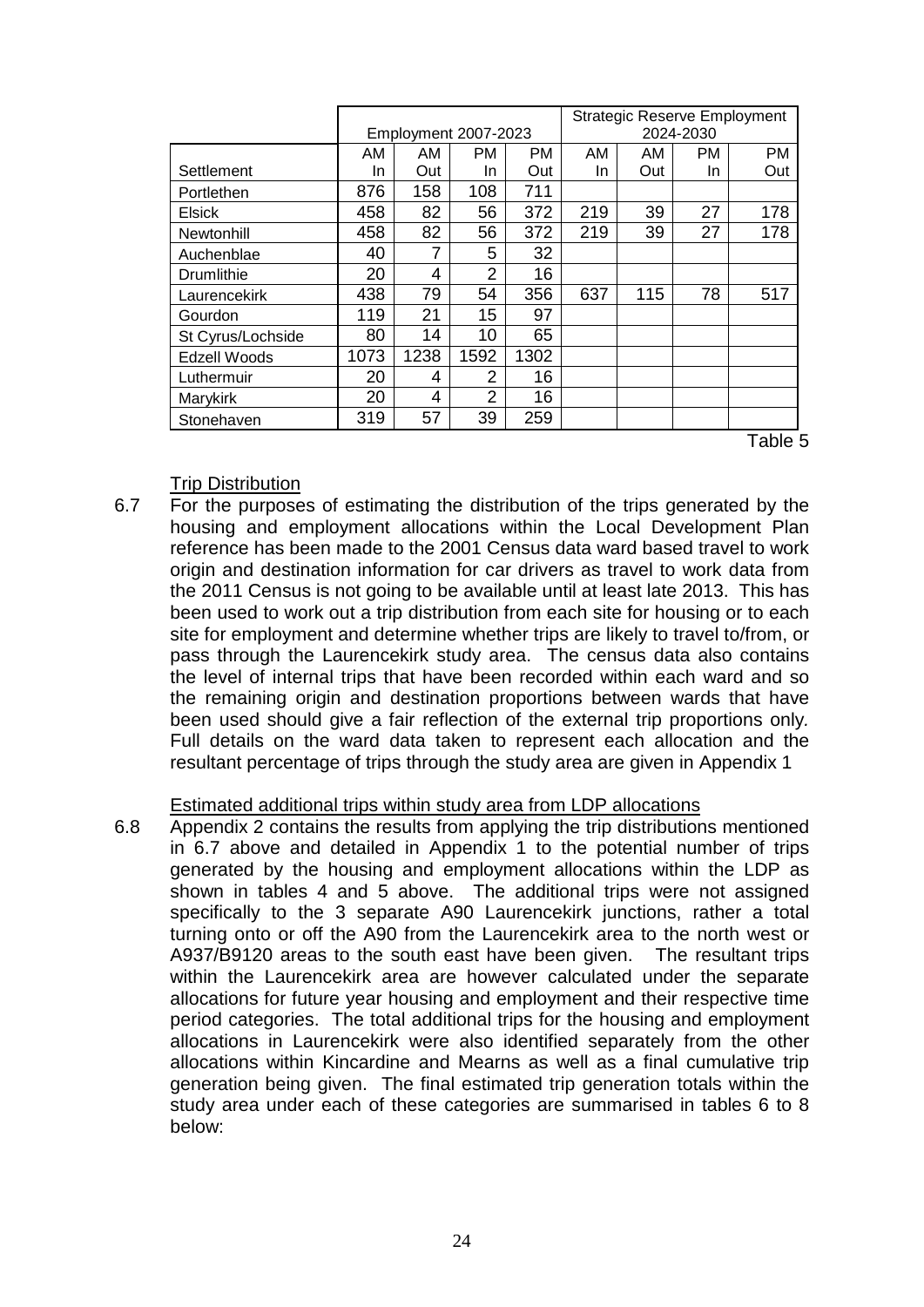| Settlement | Employment 2007-2023 | | | | Strategic Reserve Employment 2024-2030 | | | |
|---|---|---|---|---|---|---|---|---|
| | AM In | AM Out | PM In | PM Out | AM In | AM Out | PM In | PM Out |
| Portlethen | 876 | 158 | 108 | 711 | | | | |
| Elsick | 458 | 82 | 56 | 372 | 219 | 39 | 27 | 178 |
| Newtonhill | 458 | 82 | 56 | 372 | 219 | 39 | 27 | 178 |
| Auchenblae | 40 | 7 | 5 | 32 | | | | |
| Drumlithie | 20 | 4 | 2 | 16 | | | | |
| Laurencekirk | 438 | 79 | 54 | 356 | 637 | 115 | 78 | 517 |
| Gourdon | 119 | 21 | 15 | 97 | | | | |
| St Cyrus/Lochside | 80 | 14 | 10 | 65 | | | | |
| Edzell Woods | 1073 | 1238 | 1592 | 1302 | | | | |
| Luthermuir | 20 | 4 | 2 | 16 | | | | |
| Marykirk | 20 | 4 | 2 | 16 | | | | |
| Stonehaven | 319 | 57 | 39 | 259 | | | | |

Table 5

Trip Distribution

6.7 For the purposes of estimating the distribution of the trips generated by the housing and employment allocations within the Local Development Plan reference has been made to the 2001 Census data ward based travel to work origin and destination information for car drivers as travel to work data from the 2011 Census is not going to be available until at least late 2013. This has been used to work out a trip distribution from each site for housing or to each site for employment and determine whether trips are likely to travel to/from, or pass through the Laurencekirk study area. The census data also contains the level of internal trips that have been recorded within each ward and so the remaining origin and destination proportions between wards that have been used should give a fair reflection of the external trip proportions only. Full details on the ward data taken to represent each allocation and the resultant percentage of trips through the study area are given in Appendix 1

Estimated additional trips within study area from LDP allocations

6.8 Appendix 2 contains the results from applying the trip distributions mentioned in 6.7 above and detailed in Appendix 1 to the potential number of trips generated by the housing and employment allocations within the LDP as shown in tables 4 and 5 above. The additional trips were not assigned specifically to the 3 separate A90 Laurencekirk junctions, rather a total turning onto or off the A90 from the Laurencekirk area to the north west or A937/B9120 areas to the south east have been given. The resultant trips within the Laurencekirk area are however calculated under the separate allocations for future year housing and employment and their respective time period categories. The total additional trips for the housing and employment allocations in Laurencekirk were also identified separately from the other allocations within Kincardine and Mearns as well as a final cumulative trip generation being given. The final estimated trip generation totals within the study area under each of these categories are summarised in tables 6 to 8 below: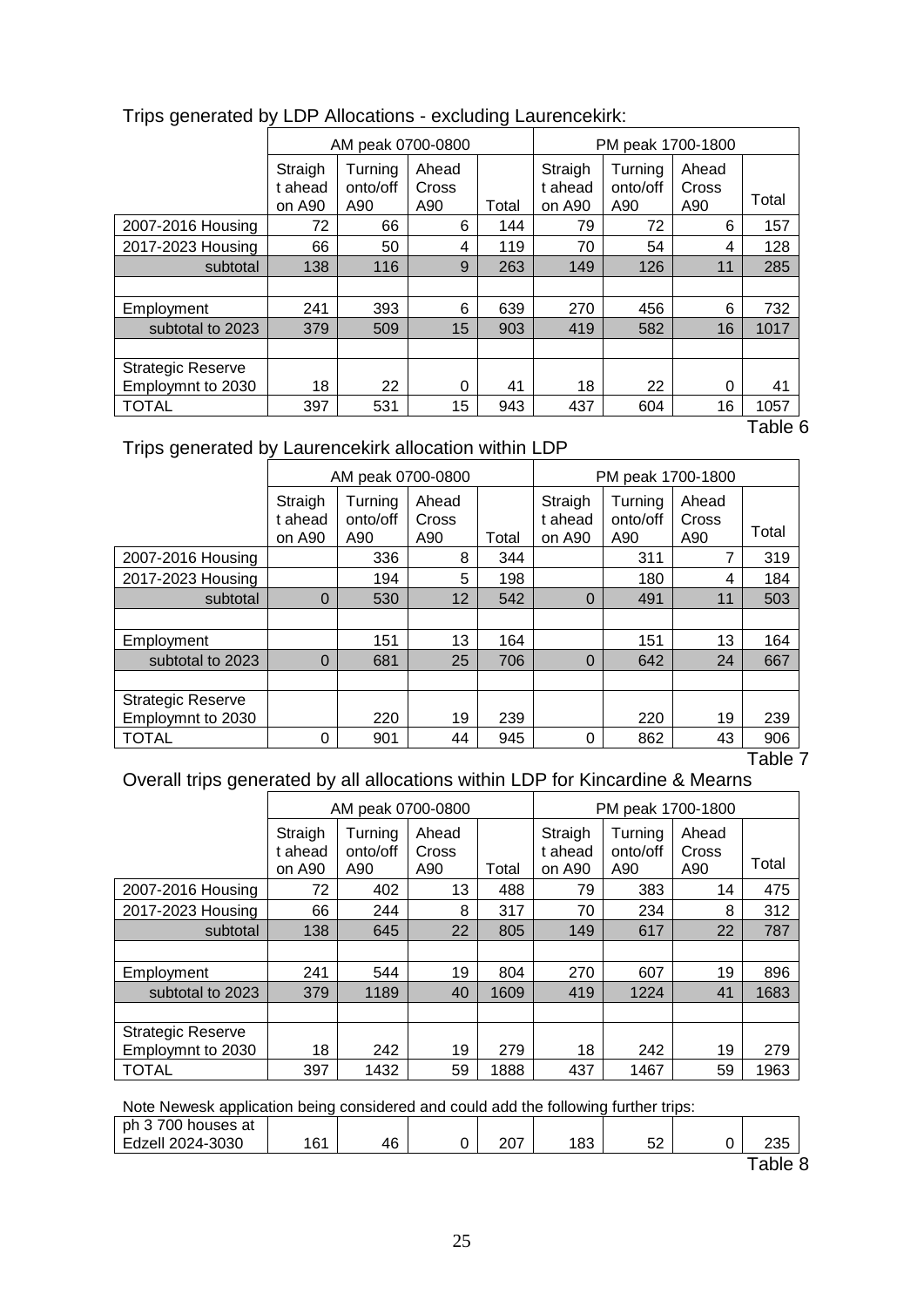Trips generated by LDP Allocations - excluding Laurencekirk:

| | AM peak 0700-0800 | | | | PM peak 1700-1800 | | | |
|---|---|---|---|---|---|---|---|---|
| | Straight ahead on A90 | Turning onto/off A90 | Ahead Cross A90 | Total | Straight ahead on A90 | Turning onto/off A90 | Ahead Cross A90 | Total |
| 2007-2016 Housing | 72 | 66 | 6 | 144 | 79 | 72 | 6 | 157 |
| 2017-2023 Housing | 66 | 50 | 4 | 119 | 70 | 54 | 4 | 128 |
| subtotal | 138 | 116 | 9 | 263 | 149 | 126 | 11 | 285 |
| | | | | | | | | |
| Employment | 241 | 393 | 6 | 639 | 270 | 456 | 6 | 732 |
| subtotal to 2023 | 379 | 509 | 15 | 903 | 419 | 582 | 16 | 1017 |
| | | | | | | | | |
| Strategic Reserve Employmnt to 2030 | 18 | 22 | 0 | 41 | 18 | 22 | 0 | 41 |
| TOTAL | 397 | 531 | 15 | 943 | 437 | 604 | 16 | 1057 |

Table 6

Trips generated by Laurencekirk allocation within LDP

| | AM peak 0700-0800 | | | | PM peak 1700-1800 | | | |
|---|---|---|---|---|---|---|---|---|
| | Straight ahead on A90 | Turning onto/off A90 | Ahead Cross A90 | Total | Straight ahead on A90 | Turning onto/off A90 | Ahead Cross A90 | Total |
| 2007-2016 Housing | | 336 | 8 | 344 | | 311 | 7 | 319 |
| 2017-2023 Housing | | 194 | 5 | 198 | | 180 | 4 | 184 |
| subtotal | 0 | 530 | 12 | 542 | 0 | 491 | 11 | 503 |
| | | | | | | | | |
| Employment | | 151 | 13 | 164 | | 151 | 13 | 164 |
| subtotal to 2023 | 0 | 681 | 25 | 706 | 0 | 642 | 24 | 667 |
| | | | | | | | | |
| Strategic Reserve Employmnt to 2030 | | 220 | 19 | 239 | | 220 | 19 | 239 |
| TOTAL | 0 | 901 | 44 | 945 | 0 | 862 | 43 | 906 |

Table 7

Overall trips generated by all allocations within LDP for Kincardine & Mearns

| | AM peak 0700-0800 | | | | PM peak 1700-1800 | | | |
|---|---|---|---|---|---|---|---|---|
| | Straight ahead on A90 | Turning onto/off A90 | Ahead Cross A90 | Total | Straight ahead on A90 | Turning onto/off A90 | Ahead Cross A90 | Total |
| 2007-2016 Housing | 72 | 402 | 13 | 488 | 79 | 383 | 14 | 475 |
| 2017-2023 Housing | 66 | 244 | 8 | 317 | 70 | 234 | 8 | 312 |
| subtotal | 138 | 645 | 22 | 805 | 149 | 617 | 22 | 787 |
| | | | | | | | | |
| Employment | 241 | 544 | 19 | 804 | 270 | 607 | 19 | 896 |
| subtotal to 2023 | 379 | 1189 | 40 | 1609 | 419 | 1224 | 41 | 1683 |
| | | | | | | | | |
| Strategic Reserve Employmnt to 2030 | 18 | 242 | 19 | 279 | 18 | 242 | 19 | 279 |
| TOTAL | 397 | 1432 | 59 | 1888 | 437 | 1467 | 59 | 1963 |

Note Newesk application being considered and could add the following further trips:

| | | | | | | | | |
|---|---|---|---|---|---|---|---|---|
| ph 3 700 houses at Edzell 2024-3030 | 161 | 46 | 0 | 207 | 183 | 52 | 0 | 235 |

Table 8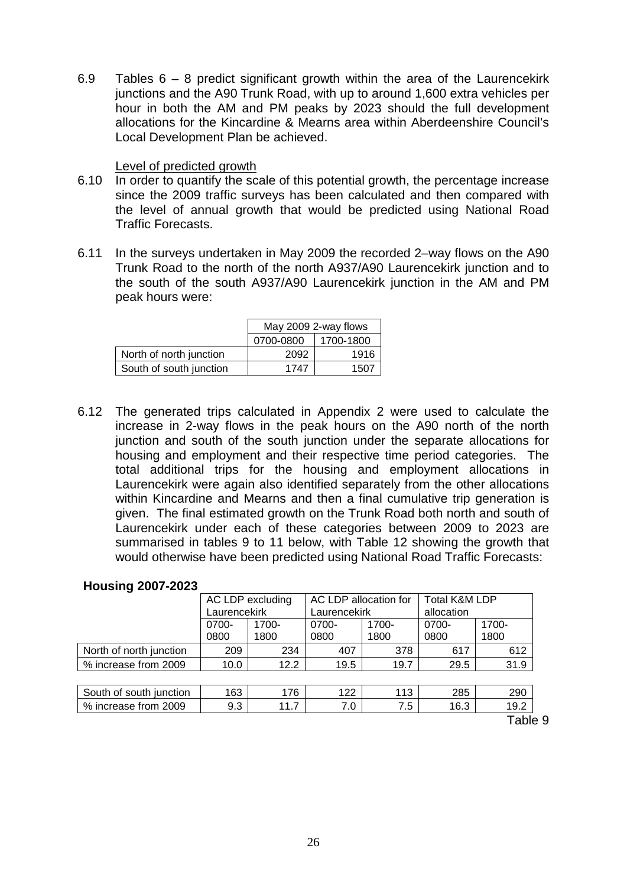6.9 Tables 6 – 8 predict significant growth within the area of the Laurencekirk junctions and the A90 Trunk Road, with up to around 1,600 extra vehicles per hour in both the AM and PM peaks by 2023 should the full development allocations for the Kincardine & Mearns area within Aberdeenshire Council's Local Development Plan be achieved.

Level of predicted growth

6.10 In order to quantify the scale of this potential growth, the percentage increase since the 2009 traffic surveys has been calculated and then compared with the level of annual growth that would be predicted using National Road Traffic Forecasts.

6.11 In the surveys undertaken in May 2009 the recorded 2–way flows on the A90 Trunk Road to the north of the north A937/A90 Laurencekirk junction and to the south of the south A937/A90 Laurencekirk junction in the AM and PM peak hours were:

| | May 2009 2-way flows | |
|---|---|---|
| | 0700-0800 | 1700-1800 |
| North of north junction | 2092 | 1916 |
| South of south junction | 1747 | 1507 |

6.12 The generated trips calculated in Appendix 2 were used to calculate the increase in 2-way flows in the peak hours on the A90 north of the north junction and south of the south junction under the separate allocations for housing and employment and their respective time period categories. The total additional trips for the housing and employment allocations in Laurencekirk were again also identified separately from the other allocations within Kincardine and Mearns and then a final cumulative trip generation is given. The final estimated growth on the Trunk Road both north and south of Laurencekirk under each of these categories between 2009 to 2023 are summarised in tables 9 to 11 below, with Table 12 showing the growth that would otherwise have been predicted using National Road Traffic Forecasts:

**Housing 2007-2023**

| | AC LDP excluding Laurencekirk | | AC LDP allocation for Laurencekirk | | Total K&M LDP allocation | |
|---|---|---|---|---|---|---|
| | 0700-0800 | 1700-1800 | 0700-0800 | 1700-1800 | 0700-0800 | 1700-1800 |
| North of north junction | 209 | 234 | 407 | 378 | 617 | 612 |
| % increase from 2009 | 10.0 | 12.2 | 19.5 | 19.7 | 29.5 | 31.9 |
| South of south junction | 163 | 176 | 122 | 113 | 285 | 290 |
| % increase from 2009 | 9.3 | 11.7 | 7.0 | 7.5 | 16.3 | 19.2 |

Table 9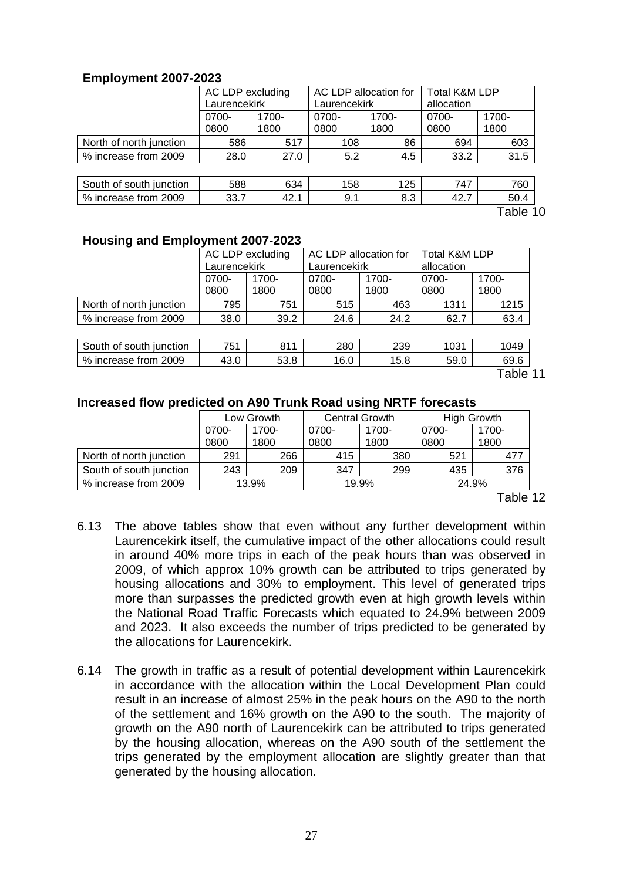**Employment 2007-2023**

| | AC LDP excluding Laurencekirk | | AC LDP allocation for Laurencekirk | | Total K&M LDP allocation | |
|---|---|---|---|---|---|---|
| | 0700-0800 | 1700-1800 | 0700-0800 | 1700-1800 | 0700-0800 | 1700-1800 |
| North of north junction | 586 | 517 | 108 | 86 | 694 | 603 |
| % increase from 2009 | 28.0 | 27.0 | 5.2 | 4.5 | 33.2 | 31.5 |
| South of south junction | 588 | 634 | 158 | 125 | 747 | 760 |
| % increase from 2009 | 33.7 | 42.1 | 9.1 | 8.3 | 42.7 | 50.4 |

Table 10

**Housing and Employment 2007-2023**

| | AC LDP excluding Laurencekirk | | AC LDP allocation for Laurencekirk | | Total K&M LDP allocation | |
|---|---|---|---|---|---|---|
| | 0700-0800 | 1700-1800 | 0700-0800 | 1700-1800 | 0700-0800 | 1700-1800 |
| North of north junction | 795 | 751 | 515 | 463 | 1311 | 1215 |
| % increase from 2009 | 38.0 | 39.2 | 24.6 | 24.2 | 62.7 | 63.4 |
| South of south junction | 751 | 811 | 280 | 239 | 1031 | 1049 |
| % increase from 2009 | 43.0 | 53.8 | 16.0 | 15.8 | 59.0 | 69.6 |

Table 11

**Increased flow predicted on A90 Trunk Road using NRTF forecasts**

| | Low Growth | | Central Growth | | High Growth | |
|---|---|---|---|---|---|---|
| | 0700-0800 | 1700-1800 | 0700-0800 | 1700-1800 | 0700-0800 | 1700-1800 |
| North of north junction | 291 | 266 | 415 | 380 | 521 | 477 |
| South of south junction | 243 | 209 | 347 | 299 | 435 | 376 |
| % increase from 2009 | 13.9% | | 19.9% | | 24.9% | |

Table 12

6.13 The above tables show that even without any further development within Laurencekirk itself, the cumulative impact of the other allocations could result in around 40% more trips in each of the peak hours than was observed in 2009, of which approx 10% growth can be attributed to trips generated by housing allocations and 30% to employment. This level of generated trips more than surpasses the predicted growth even at high growth levels within the National Road Traffic Forecasts which equated to 24.9% between 2009 and 2023. It also exceeds the number of trips predicted to be generated by the allocations for Laurencekirk.

6.14 The growth in traffic as a result of potential development within Laurencekirk in accordance with the allocation within the Local Development Plan could result in an increase of almost 25% in the peak hours on the A90 to the north of the settlement and 16% growth on the A90 to the south. The majority of growth on the A90 north of Laurencekirk can be attributed to trips generated by the housing allocation, whereas on the A90 south of the settlement the trips generated by the employment allocation are slightly greater than that generated by the housing allocation.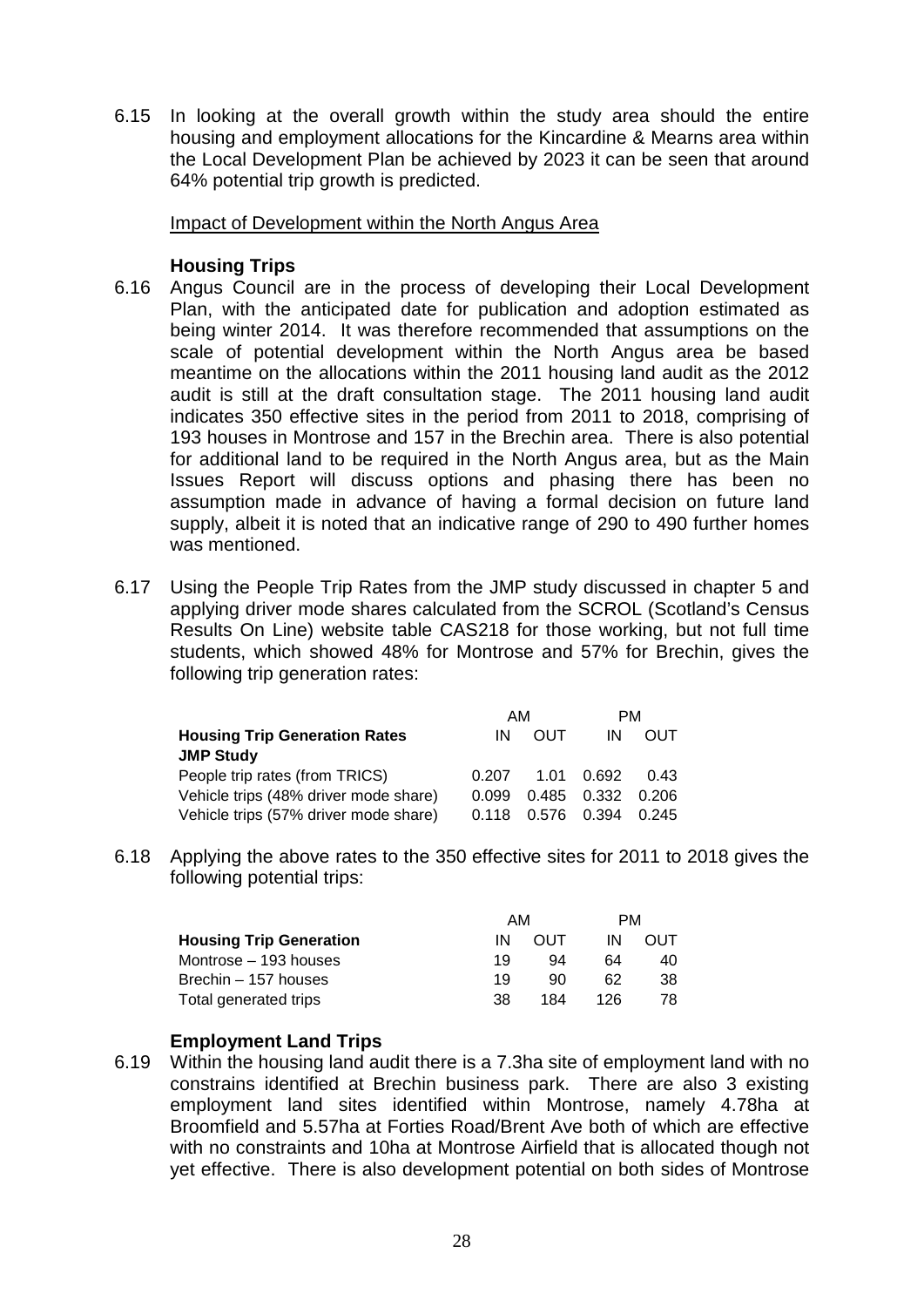6.15 In looking at the overall growth within the study area should the entire housing and employment allocations for the Kincardine & Mearns area within the Local Development Plan be achieved by 2023 it can be seen that around 64% potential trip growth is predicted.

Impact of Development within the North Angus Area

**Housing Trips**

6.16 Angus Council are in the process of developing their Local Development Plan, with the anticipated date for publication and adoption estimated as being winter 2014. It was therefore recommended that assumptions on the scale of potential development within the North Angus area be based meantime on the allocations within the 2011 housing land audit as the 2012 audit is still at the draft consultation stage. The 2011 housing land audit indicates 350 effective sites in the period from 2011 to 2018, comprising of 193 houses in Montrose and 157 in the Brechin area. There is also potential for additional land to be required in the North Angus area, but as the Main Issues Report will discuss options and phasing there has been no assumption made in advance of having a formal decision on future land supply, albeit it is noted that an indicative range of 290 to 490 further homes was mentioned.

6.17 Using the People Trip Rates from the JMP study discussed in chapter 5 and applying driver mode shares calculated from the SCROL (Scotland's Census Results On Line) website table CAS218 for those working, but not full time students, which showed 48% for Montrose and 57% for Brechin, gives the following trip generation rates:

| | AM | | PM | |
|---|---|---|---|---|
| **Housing Trip Generation Rates JMP Study** | IN | OUT | IN | OUT |
| People trip rates (from TRICS) | 0.207 | 1.01 | 0.692 | 0.43 |
| Vehicle trips (48% driver mode share) | 0.099 | 0.485 | 0.332 | 0.206 |
| Vehicle trips (57% driver mode share) | 0.118 | 0.576 | 0.394 | 0.245 |

6.18 Applying the above rates to the 350 effective sites for 2011 to 2018 gives the following potential trips:

| | AM | | PM | |
|---|---|---|---|---|
| **Housing Trip Generation** | IN | OUT | IN | OUT |
| Montrose – 193 houses | 19 | 94 | 64 | 40 |
| Brechin – 157 houses | 19 | 90 | 62 | 38 |
| Total generated trips | 38 | 184 | 126 | 78 |

**Employment Land Trips**

6.19 Within the housing land audit there is a 7.3ha site of employment land with no constrains identified at Brechin business park. There are also 3 existing employment land sites identified within Montrose, namely 4.78ha at Broomfield and 5.57ha at Forties Road/Brent Ave both of which are effective with no constraints and 10ha at Montrose Airfield that is allocated though not yet effective. There is also development potential on both sides of Montrose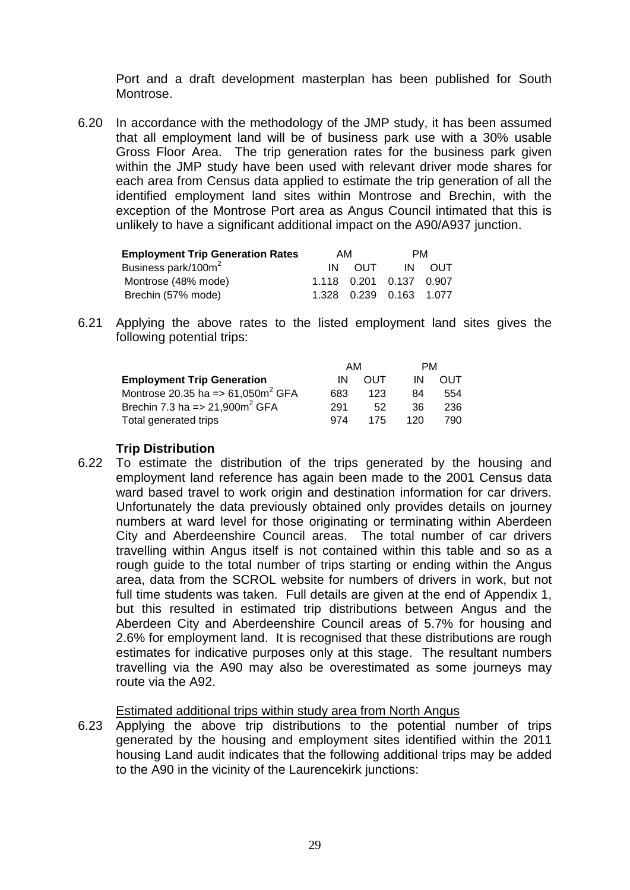Port and a draft development masterplan has been published for South Montrose.

6.20 In accordance with the methodology of the JMP study, it has been assumed that all employment land will be of business park use with a 30% usable Gross Floor Area. The trip generation rates for the business park given within the JMP study have been used with relevant driver mode shares for each area from Census data applied to estimate the trip generation of all the identified employment land sites within Montrose and Brechin, with the exception of the Montrose Port area as Angus Council intimated that this is unlikely to have a significant additional impact on the A90/A937 junction.

| **Employment Trip Generation Rates** | AM | | PM | |
|---|---|---|---|---|
| Business park/100m$^2$ | IN | OUT | IN | OUT |
| Montrose (48% mode) | 1.118 | 0.201 | 0.137 | 0.907 |
| Brechin (57% mode) | 1.328 | 0.239 | 0.163 | 1.077 |

6.21 Applying the above rates to the listed employment land sites gives the following potential trips:

| | AM | | PM | |
|---|---|---|---|---|
| **Employment Trip Generation** | IN | OUT | IN | OUT |
| Montrose 20.35 ha => 61,050m$^2$ GFA | 683 | 123 | 84 | 554 |
| Brechin 7.3 ha => 21,900m$^2$ GFA | 291 | 52 | 36 | 236 |
| Total generated trips | 974 | 175 | 120 | 790 |

### Trip Distribution

6.22 To estimate the distribution of the trips generated by the housing and employment land reference has again been made to the 2001 Census data ward based travel to work origin and destination information for car drivers. Unfortunately the data previously obtained only provides details on journey numbers at ward level for those originating or terminating within Aberdeen City and Aberdeenshire Council areas. The total number of car drivers travelling within Angus itself is not contained within this table and so as a rough guide to the total number of trips starting or ending within the Angus area, data from the SCROL website for numbers of drivers in work, but not full time students was taken. Full details are given at the end of Appendix 1, but this resulted in estimated trip distributions between Angus and the Aberdeen City and Aberdeenshire Council areas of 5.7% for housing and 2.6% for employment land. It is recognised that these distributions are rough estimates for indicative purposes only at this stage. The resultant numbers travelling via the A90 may also be overestimated as some journeys may route via the A92.

Estimated additional trips within study area from North Angus

6.23 Applying the above trip distributions to the potential number of trips generated by the housing and employment sites identified within the 2011 housing Land audit indicates that the following additional trips may be added to the A90 in the vicinity of the Laurencekirk junctions: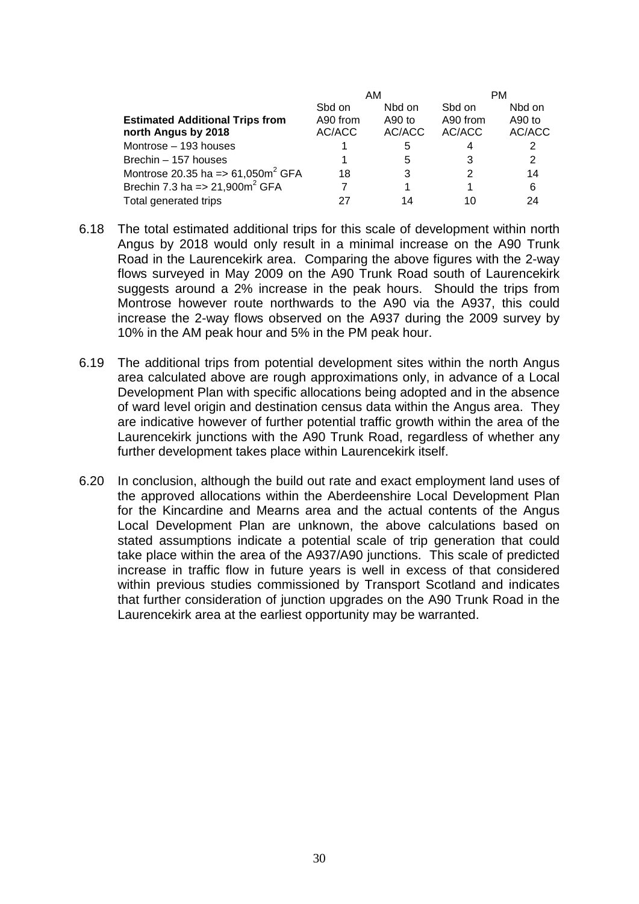| Estimated Additional Trips from north Angus by 2018 | AM | | PM | |
|---|---|---|---|---|
| | Sbd on A90 from AC/ACC | Nbd on A90 to AC/ACC | Sbd on A90 from AC/ACC | Nbd on A90 to AC/ACC |
| Montrose – 193 houses | 1 | 5 | 4 | 2 |
| Brechin – 157 houses | 1 | 5 | 3 | 2 |
| Montrose 20.35 ha => 61,050m$^2$ GFA | 18 | 3 | 2 | 14 |
| Brechin 7.3 ha => 21,900m$^2$ GFA | 7 | 1 | 1 | 6 |
| Total generated trips | 27 | 14 | 10 | 24 |

6.18 The total estimated additional trips for this scale of development within north Angus by 2018 would only result in a minimal increase on the A90 Trunk Road in the Laurencekirk area. Comparing the above figures with the 2-way flows surveyed in May 2009 on the A90 Trunk Road south of Laurencekirk suggests around a 2% increase in the peak hours. Should the trips from Montrose however route northwards to the A90 via the A937, this could increase the 2-way flows observed on the A937 during the 2009 survey by 10% in the AM peak hour and 5% in the PM peak hour.

6.19 The additional trips from potential development sites within the north Angus area calculated above are rough approximations only, in advance of a Local Development Plan with specific allocations being adopted and in the absence of ward level origin and destination census data within the Angus area. They are indicative however of further potential traffic growth within the area of the Laurencekirk junctions with the A90 Trunk Road, regardless of whether any further development takes place within Laurencekirk itself.

6.20 In conclusion, although the build out rate and exact employment land uses of the approved allocations within the Aberdeenshire Local Development Plan for the Kincardine and Mearns area and the actual contents of the Angus Local Development Plan are unknown, the above calculations based on stated assumptions indicate a potential scale of trip generation that could take place within the area of the A937/A90 junctions. This scale of predicted increase in traffic flow in future years is well in excess of that considered within previous studies commissioned by Transport Scotland and indicates that further consideration of junction upgrades on the A90 Trunk Road in the Laurencekirk area at the earliest opportunity may be warranted.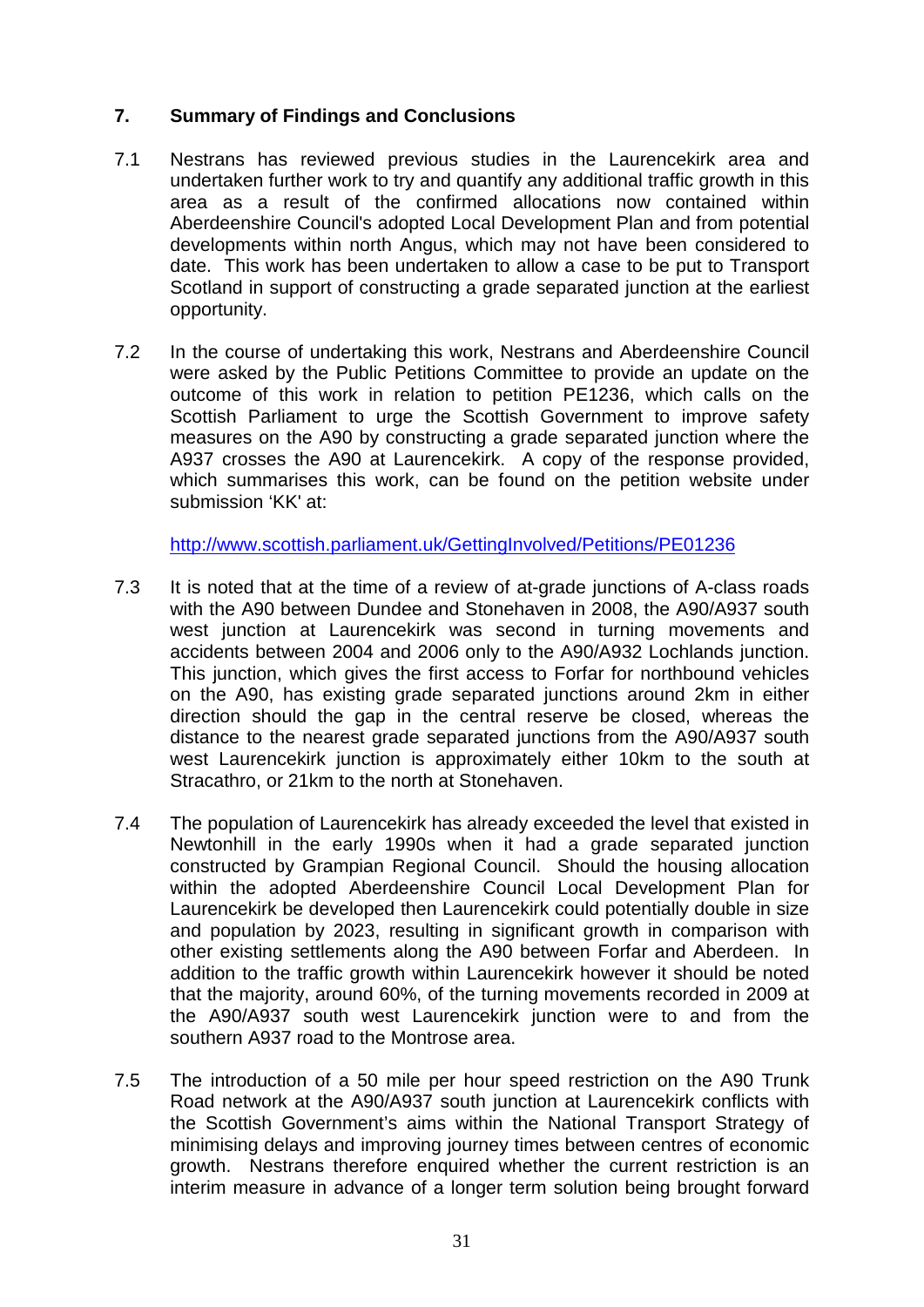## 7. Summary of Findings and Conclusions

7.1 Nestrans has reviewed previous studies in the Laurencekirk area and undertaken further work to try and quantify any additional traffic growth in this area as a result of the confirmed allocations now contained within Aberdeenshire Council's adopted Local Development Plan and from potential developments within north Angus, which may not have been considered to date. This work has been undertaken to allow a case to be put to Transport Scotland in support of constructing a grade separated junction at the earliest opportunity.

7.2 In the course of undertaking this work, Nestrans and Aberdeenshire Council were asked by the Public Petitions Committee to provide an update on the outcome of this work in relation to petition PE1236, which calls on the Scottish Parliament to urge the Scottish Government to improve safety measures on the A90 by constructing a grade separated junction where the A937 crosses the A90 at Laurencekirk. A copy of the response provided, which summarises this work, can be found on the petition website under submission 'KK' at:

[http://www.scottish.parliament.uk/GettingInvolved/Petitions/PE01236](http://www.scottish.parliament.uk/GettingInvolved/Petitions/PE01236)

7.3 It is noted that at the time of a review of at-grade junctions of A-class roads with the A90 between Dundee and Stonehaven in 2008, the A90/A937 south west junction at Laurencekirk was second in turning movements and accidents between 2004 and 2006 only to the A90/A932 Lochlands junction. This junction, which gives the first access to Forfar for northbound vehicles on the A90, has existing grade separated junctions around 2km in either direction should the gap in the central reserve be closed, whereas the distance to the nearest grade separated junctions from the A90/A937 south west Laurencekirk junction is approximately either 10km to the south at Stracathro, or 21km to the north at Stonehaven.

7.4 The population of Laurencekirk has already exceeded the level that existed in Newtonhill in the early 1990s when it had a grade separated junction constructed by Grampian Regional Council. Should the housing allocation within the adopted Aberdeenshire Council Local Development Plan for Laurencekirk be developed then Laurencekirk could potentially double in size and population by 2023, resulting in significant growth in comparison with other existing settlements along the A90 between Forfar and Aberdeen. In addition to the traffic growth within Laurencekirk however it should be noted that the majority, around 60%, of the turning movements recorded in 2009 at the A90/A937 south west Laurencekirk junction were to and from the southern A937 road to the Montrose area.

7.5 The introduction of a 50 mile per hour speed restriction on the A90 Trunk Road network at the A90/A937 south junction at Laurencekirk conflicts with the Scottish Government's aims within the National Transport Strategy of minimising delays and improving journey times between centres of economic growth. Nestrans therefore enquired whether the current restriction is an interim measure in advance of a longer term solution being brought forward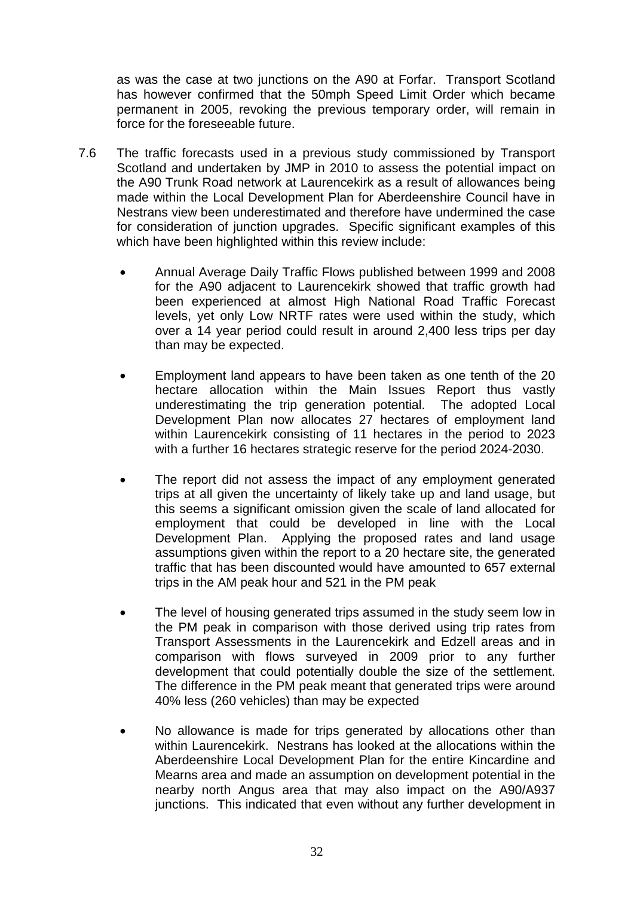as was the case at two junctions on the A90 at Forfar. Transport Scotland has however confirmed that the 50mph Speed Limit Order which became permanent in 2005, revoking the previous temporary order, will remain in force for the foreseeable future.

7.6 The traffic forecasts used in a previous study commissioned by Transport Scotland and undertaken by JMP in 2010 to assess the potential impact on the A90 Trunk Road network at Laurencekirk as a result of allowances being made within the Local Development Plan for Aberdeenshire Council have in Nestrans view been underestimated and therefore have undermined the case for consideration of junction upgrades. Specific significant examples of this which have been highlighted within this review include:

- Annual Average Daily Traffic Flows published between 1999 and 2008 for the A90 adjacent to Laurencekirk showed that traffic growth had been experienced at almost High National Road Traffic Forecast levels, yet only Low NRTF rates were used within the study, which over a 14 year period could result in around 2,400 less trips per day than may be expected.

- Employment land appears to have been taken as one tenth of the 20 hectare allocation within the Main Issues Report thus vastly underestimating the trip generation potential. The adopted Local Development Plan now allocates 27 hectares of employment land within Laurencekirk consisting of 11 hectares in the period to 2023 with a further 16 hectares strategic reserve for the period 2024-2030.

- The report did not assess the impact of any employment generated trips at all given the uncertainty of likely take up and land usage, but this seems a significant omission given the scale of land allocated for employment that could be developed in line with the Local Development Plan. Applying the proposed rates and land usage assumptions given within the report to a 20 hectare site, the generated traffic that has been discounted would have amounted to 657 external trips in the AM peak hour and 521 in the PM peak

- The level of housing generated trips assumed in the study seem low in the PM peak in comparison with those derived using trip rates from Transport Assessments in the Laurencekirk and Edzell areas and in comparison with flows surveyed in 2009 prior to any further development that could potentially double the size of the settlement. The difference in the PM peak meant that generated trips were around 40% less (260 vehicles) than may be expected

- No allowance is made for trips generated by allocations other than within Laurencekirk. Nestrans has looked at the allocations within the Aberdeenshire Local Development Plan for the entire Kincardine and Mearns area and made an assumption on development potential in the nearby north Angus area that may also impact on the A90/A937 junctions. This indicated that even without any further development in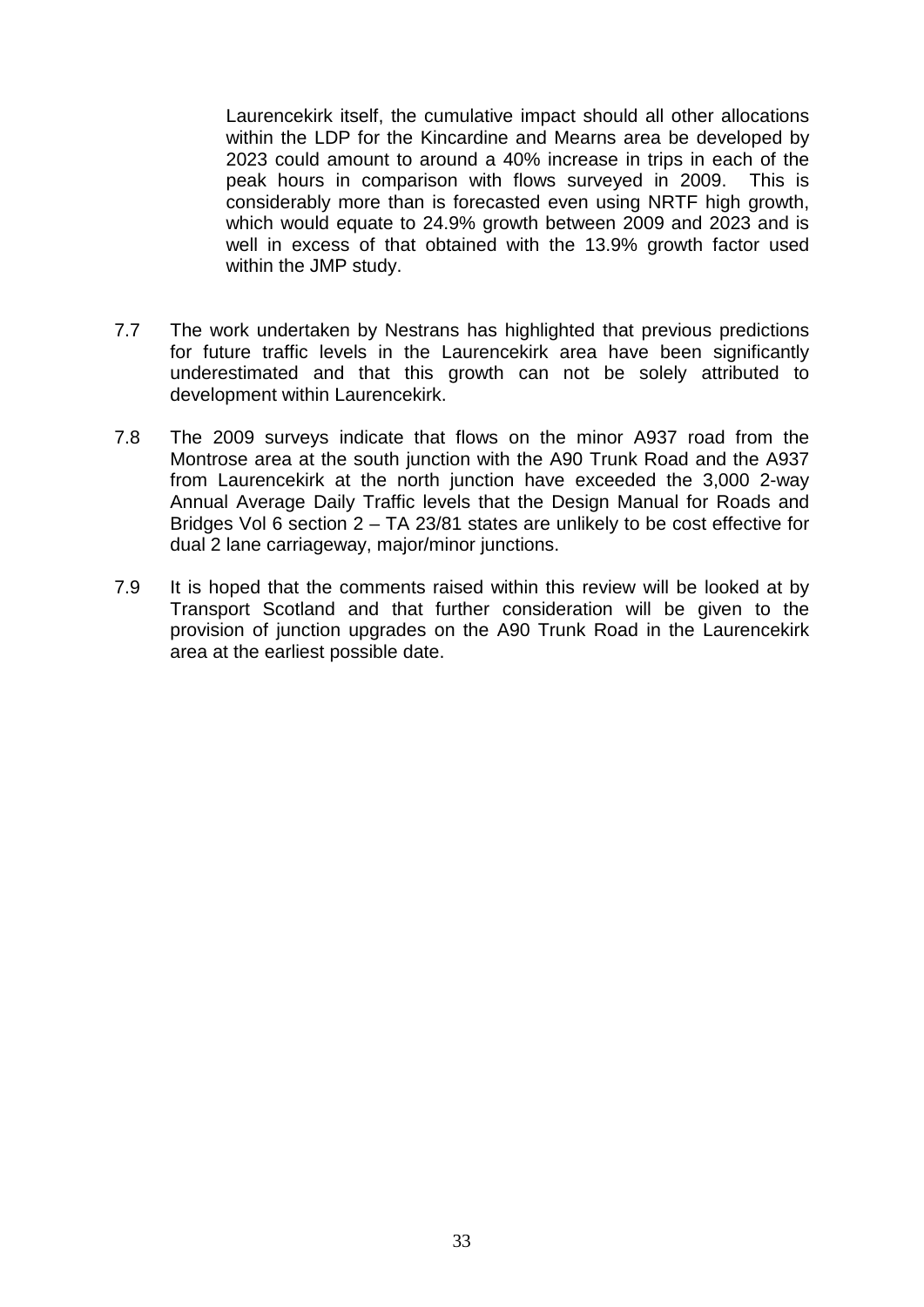Laurencekirk itself, the cumulative impact should all other allocations within the LDP for the Kincardine and Mearns area be developed by 2023 could amount to around a 40% increase in trips in each of the peak hours in comparison with flows surveyed in 2009. This is considerably more than is forecasted even using NRTF high growth, which would equate to 24.9% growth between 2009 and 2023 and is well in excess of that obtained with the 13.9% growth factor used within the JMP study.

7.7 The work undertaken by Nestrans has highlighted that previous predictions for future traffic levels in the Laurencekirk area have been significantly underestimated and that this growth can not be solely attributed to development within Laurencekirk.

7.8 The 2009 surveys indicate that flows on the minor A937 road from the Montrose area at the south junction with the A90 Trunk Road and the A937 from Laurencekirk at the north junction have exceeded the 3,000 2-way Annual Average Daily Traffic levels that the Design Manual for Roads and Bridges Vol 6 section 2 – TA 23/81 states are unlikely to be cost effective for dual 2 lane carriageway, major/minor junctions.

7.9 It is hoped that the comments raised within this review will be looked at by Transport Scotland and that further consideration will be given to the provision of junction upgrades on the A90 Trunk Road in the Laurencekirk area at the earliest possible date.